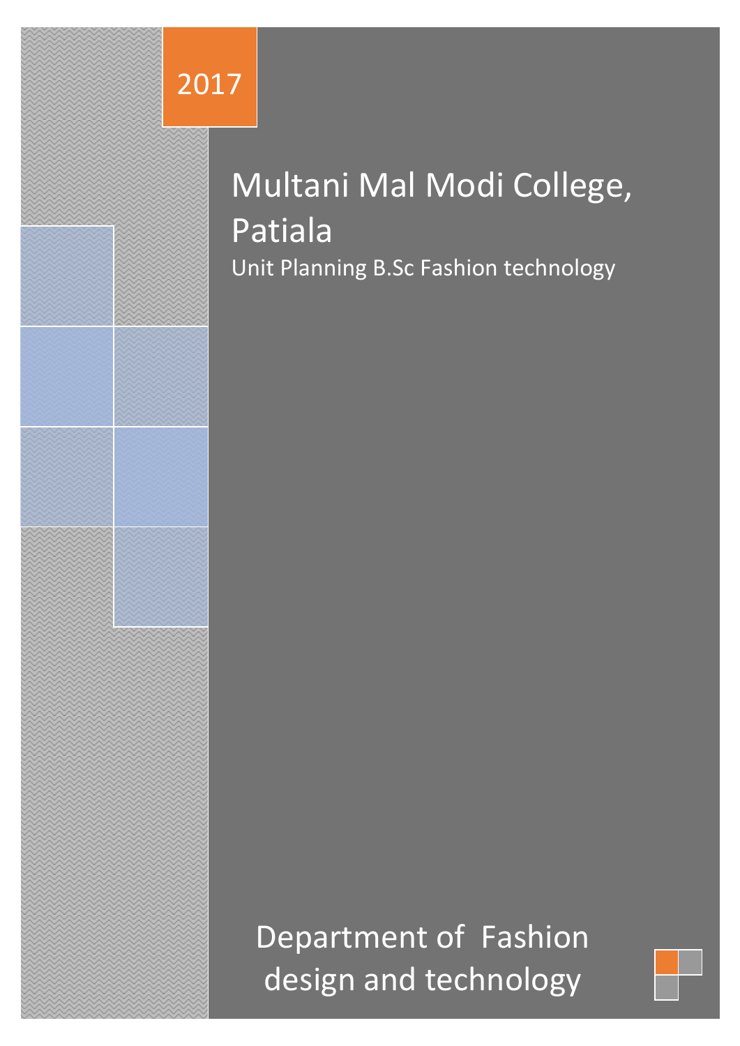2017

# Multani Mal Modi College, Patiala

Unit Planning B.Sc Fashion technology

Department of Fashion design and technology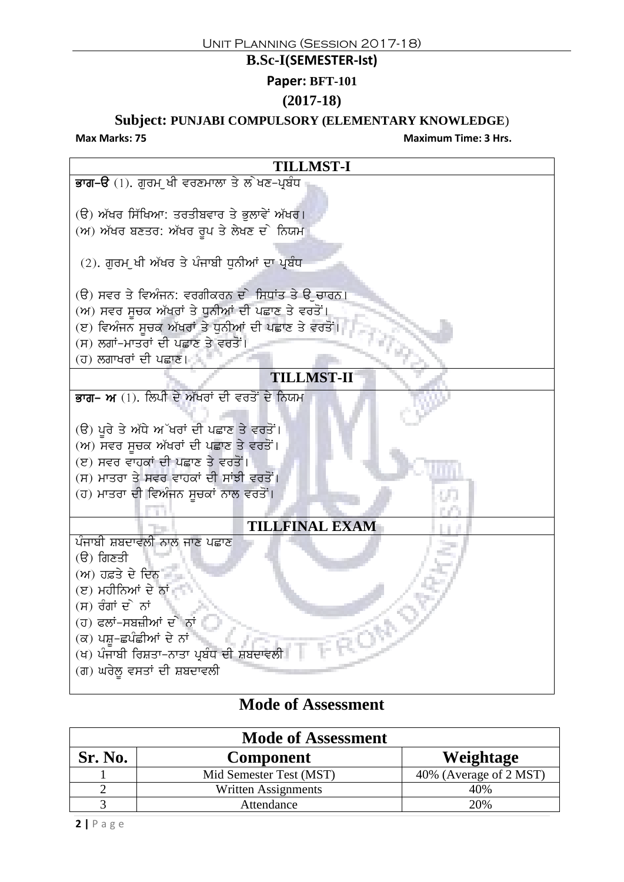# Unit Planning (Session 2017-18)

## B.Sc-I(SEMESTER-Ist)

### Paper: BFT-101

### (2017-18)

### Subject: PUNJABI COMPULSORY (ELEMENTARY KNOWLEDGE)

**Max Marks: 75** **Maximum Time: 3 Hrs.**

## TILLMST-I

**ਭਾਗ-ੳ** (1). ਗੁਰਮੁਖੀ ਵਰਣਮਾਲਾ ਤੇ ਲੇਖਣ-ਪ੍ਰਬੰਧ

(ੳ) ਅੱਖਰ ਸਿੱਖਿਆ: ਤਰਤੀਬਵਾਰ ਤੇ ਭੁਲਾਵੇਂ ਅੱਖਰ।
(ਅ) ਅੱਖਰ ਬਣਤਰ: ਅੱਖਰ ਰੂਪ ਤੇ ਲੇਖਣ ਦੇ ਨਿਯਮ

(2). ਗੁਰਮੁਖੀ ਅੱਖਰ ਤੇ ਪੰਜਾਬੀ ਧੁਨੀਆਂ ਦਾ ਪ੍ਰਬੰਧ

(ੳ) ਸਵਰ ਤੇ ਵਿਅੰਜਨ: ਵਰਗੀਕਰਨ ਦੇ ਸਿਧਾਂਤ ਤੇ ਉਚਾਰਨ।
(ਅ) ਸਵਰ ਸੂਚਕ ਅੱਖਰਾਂ ਤੇ ਧੁਨੀਆਂ ਦੀ ਪਛਾਣ ਤੇ ਵਰਤੋਂ।
(ੲ) ਵਿਅੰਜਨ ਸੂਚਕ ਅੱਖਰਾਂ ਤੇ ਧੁਨੀਆਂ ਦੀ ਪਛਾਣ ਤੇ ਵਰਤੋਂ।
(ਸ) ਲਗਾਂ-ਮਾਤਰਾਂ ਦੀ ਪਛਾਣ ਤੇ ਵਰਤੋਂ।
(ਹ) ਲਗਾਖਰਾਂ ਦੀ ਪਛਾਣ।

## TILLMST-II

**ਭਾਗ- ਅ** (1). ਲਿਪੀ ਦੇ ਅੱਖਰਾਂ ਦੀ ਵਰਤੋਂ ਦੇ ਨਿਯਮ

(ੳ) ਪੂਰੇ ਤੇ ਅੱਧੇ ਅੱਖਰਾਂ ਦੀ ਪਛਾਣ ਤੇ ਵਰਤੋਂ।
(ਅ) ਸਵਰ ਸੂਚਕ ਅੱਖਰਾਂ ਦੀ ਪਛਾਣ ਤੇ ਵਰਤੋਂ।
(ੲ) ਸਵਰ ਵਾਹਕਾਂ ਦੀ ਪਛਾਣ ਤੇ ਵਰਤੋਂ।
(ਸ) ਮਾਤਰਾ ਤੇ ਸਵਰ ਵਾਹਕਾਂ ਦੀ ਸਾਂਝੀ ਵਰਤੋਂ।
(ਹ) ਮਾਤਰਾ ਦੀ ਵਿਅੰਜਨ ਸੂਚਕਾਂ ਨਾਲ ਵਰਤੋਂ।

## TILLFINAL EXAM

ਪੰਜਾਬੀ ਸ਼ਬਦਾਵਲੀ ਨਾਲ ਜਾਣ ਪਛਾਣ
(ੳ) ਗਿਣਤੀ
(ਅ) ਹਫ਼ਤੇ ਦੇ ਦਿਨ
(ੲ) ਮਹੀਨਿਆਂ ਦੇ ਨਾਂ
(ਸ) ਰੰਗਾਂ ਦੇ ਨਾਂ
(ਹ) ਫਲਾਂ-ਸਬਜ਼ੀਆਂ ਦੇ ਨਾਂ
(ਕ) ਪਸ਼ੂ-ਛਪੰਛੀਆਂ ਦੇ ਨਾਂ
(ਖ) ਪੰਜਾਬੀ ਰਿਸ਼ਤਾ-ਨਾਤਾ ਪ੍ਰਬੰਧ ਦੀ ਸ਼ਬਦਾਵਲੀ
(ਗ) ਘਰੇਲੂ ਵਸਤਾਂ ਦੀ ਸ਼ਬਦਾਵਲੀ

## Mode of Assessment

| Sr. No. | Component | Weightage |
|---|---|---|
| 1 | Mid Semester Test (MST) | 40% (Average of 2 MST) |
| 2 | Written Assignments | 40% |
| 3 | Attendance | 20% |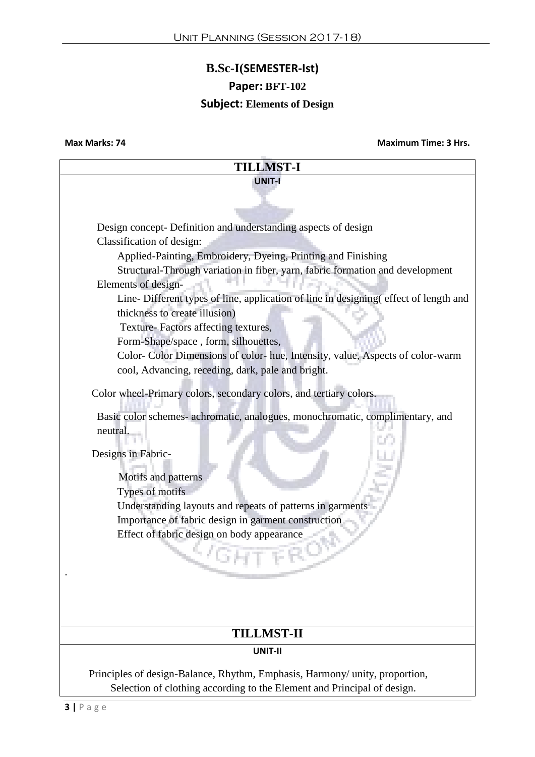# B.Sc-I(SEMESTER-Ist)

## Paper: BFT-102

## Subject: Elements of Design

**Max Marks: 74** **Maximum Time: 3 Hrs.**

## TILLMST-I

### UNIT-I

Design concept- Definition and understanding aspects of design

Classification of design:

- Applied-Painting, Embroidery, Dyeing, Printing and Finishing
- Structural-Through variation in fiber, yarn, fabric formation and development

Elements of design-

- Line- Different types of line, application of line in designing( effect of length and thickness to create illusion)
- Texture- Factors affecting textures,
- Form-Shape/space , form, silhouettes,
- Color- Color Dimensions of color- hue, Intensity, value, Aspects of color-warm cool, Advancing, receding, dark, pale and bright.

Color wheel-Primary colors, secondary colors, and tertiary colors.

Basic color schemes- achromatic, analogues, monochromatic, complimentary, and neutral.

Designs in Fabric-

- Motifs and patterns
- Types of motifs
- Understanding layouts and repeats of patterns in garments
- Importance of fabric design in garment construction
- Effect of fabric design on body appearance

.

## TILLMST-II

### UNIT-II

Principles of design-Balance, Rhythm, Emphasis, Harmony/ unity, proportion,

Selection of clothing according to the Element and Principal of design.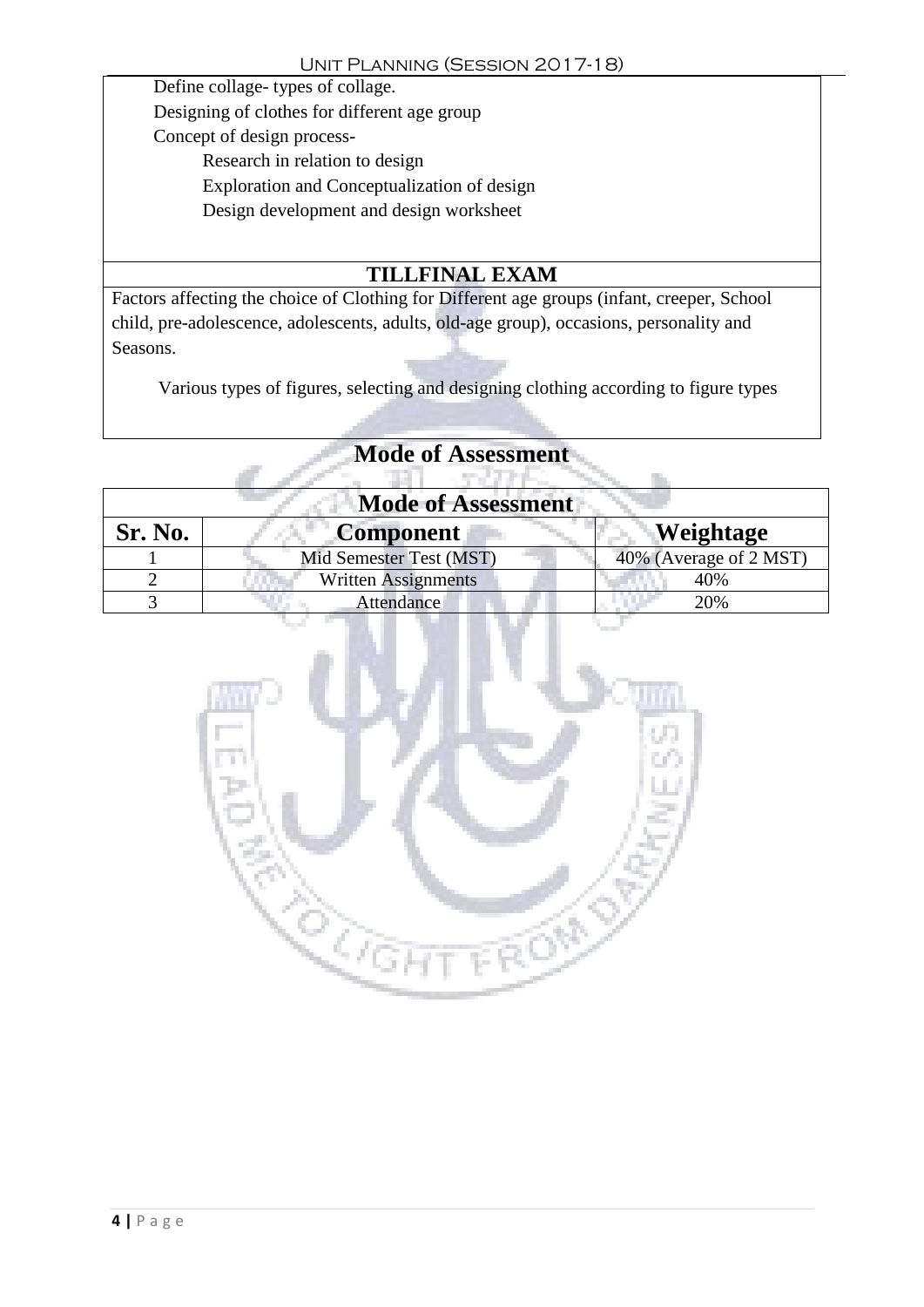Define collage- types of collage.

Designing of clothes for different age group

Concept of design process-

- Research in relation to design
- Exploration and Conceptualization of design
- Design development and design worksheet

## TILLFINAL EXAM

Factors affecting the choice of Clothing for Different age groups (infant, creeper, School child, pre-adolescence, adolescents, adults, old-age group), occasions, personality and Seasons.

Various types of figures, selecting and designing clothing according to figure types

## Mode of Assessment

| Mode of Assessment | | |
|---|---|---|
| **Sr. No.** | **Component** | **Weightage** |
| 1 | Mid Semester Test (MST) | 40% (Average of 2 MST) |
| 2 | Written Assignments | 40% |
| 3 | Attendance | 20% |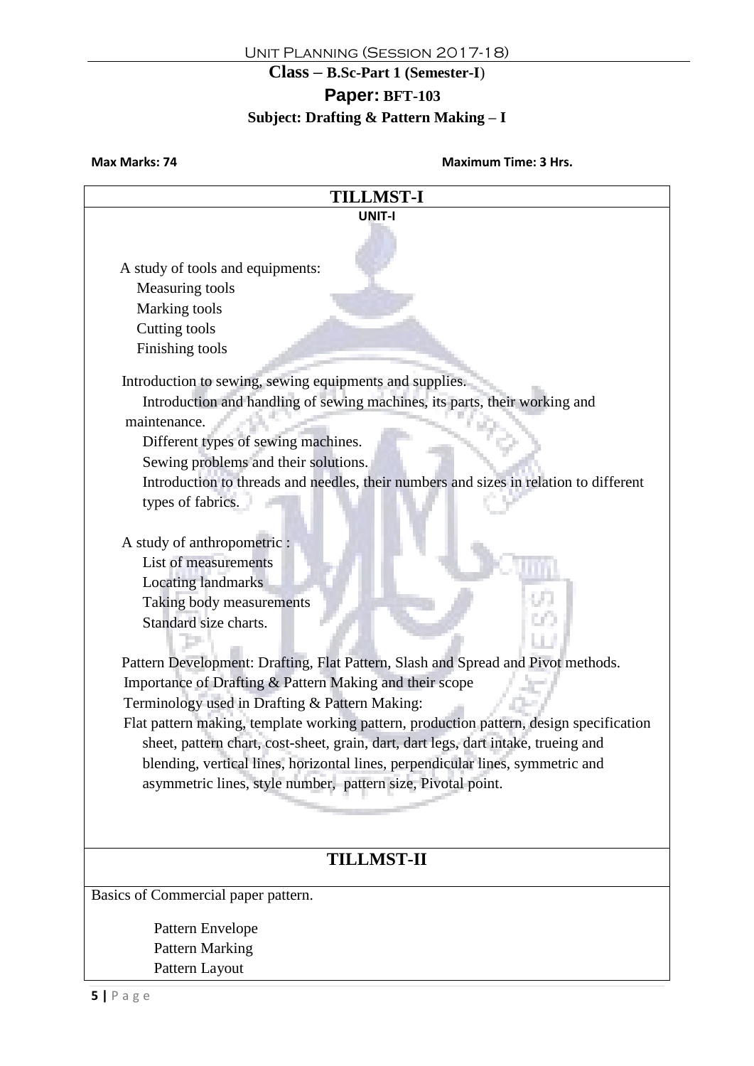Unit Planning (Session 2017-18)

**Class – B.Sc-Part 1 (Semester-I)**

**Paper: BFT-103**

**Subject: Drafting & Pattern Making – I**

**Max Marks: 74** **Maximum Time: 3 Hrs.**

## TILLMST-I

**UNIT-I**

A study of tools and equipments:

- Measuring tools
- Marking tools
- Cutting tools
- Finishing tools

Introduction to sewing, sewing equipments and supplies.

- Introduction and handling of sewing machines, its parts, their working and maintenance.
- Different types of sewing machines.
- Sewing problems and their solutions.
- Introduction to threads and needles, their numbers and sizes in relation to different types of fabrics.

A study of anthropometric :

- List of measurements
- Locating landmarks
- Taking body measurements
- Standard size charts.

Pattern Development: Drafting, Flat Pattern, Slash and Spread and Pivot methods.

Importance of Drafting & Pattern Making and their scope

Terminology used in Drafting & Pattern Making:

Flat pattern making, template working pattern, production pattern, design specification sheet, pattern chart, cost-sheet, grain, dart, dart legs, dart intake, trueing and blending, vertical lines, horizontal lines, perpendicular lines, symmetric and asymmetric lines, style number, pattern size, Pivotal point.

## TILLMST-II

Basics of Commercial paper pattern.

- Pattern Envelope
- Pattern Marking
- Pattern Layout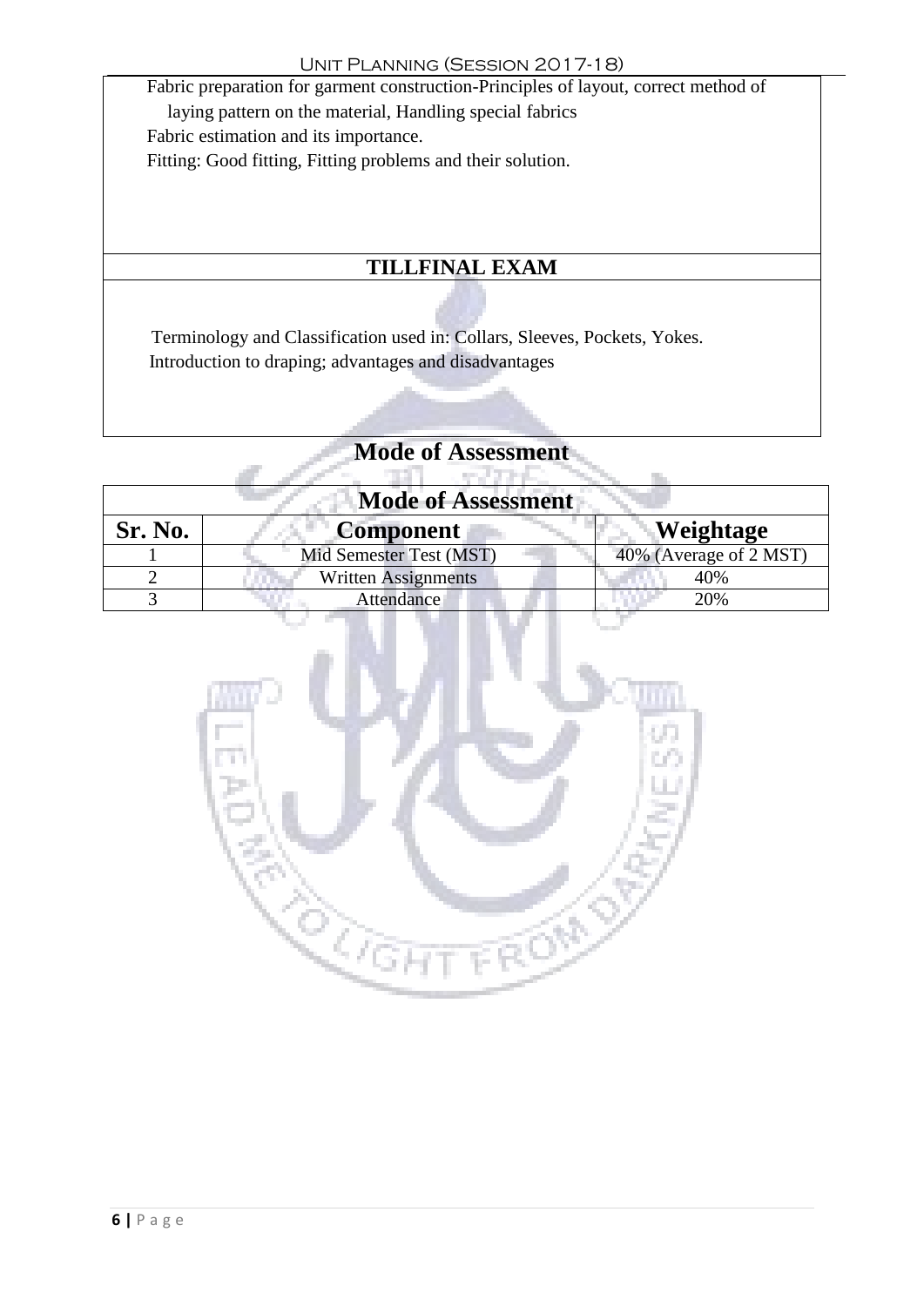Fabric preparation for garment construction-Principles of layout, correct method of laying pattern on the material, Handling special fabrics

Fabric estimation and its importance.

Fitting: Good fitting, Fitting problems and their solution.

## TILLFINAL EXAM

Terminology and Classification used in: Collars, Sleeves, Pockets, Yokes.

Introduction to draping; advantages and disadvantages

## Mode of Assessment

| Mode of Assessment | | |
|---|---|---|
| **Sr. No.** | **Component** | **Weightage** |
| 1 | Mid Semester Test (MST) | 40% (Average of 2 MST) |
| 2 | Written Assignments | 40% |
| 3 | Attendance | 20% |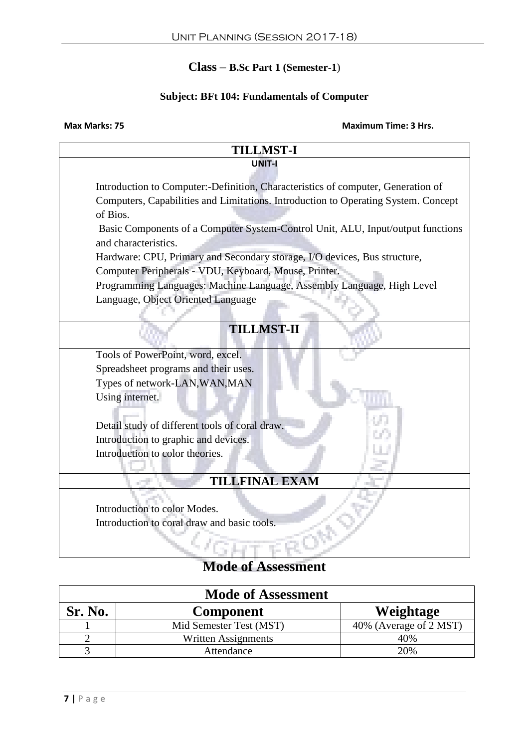## Class – B.Sc Part 1 (Semester-1)

### Subject: BFt 104: Fundamentals of Computer

**Max Marks: 75** **Maximum Time: 3 Hrs.**

## TILLMST-I

**UNIT-I**

Introduction to Computer:-Definition, Characteristics of computer, Generation of Computers, Capabilities and Limitations. Introduction to Operating System. Concept of Bios.

Basic Components of a Computer System-Control Unit, ALU, Input/output functions and characteristics.

Hardware: CPU, Primary and Secondary storage, I/O devices, Bus structure, Computer Peripherals - VDU, Keyboard, Mouse, Printer.

Programming Languages: Machine Language, Assembly Language, High Level Language, Object Oriented Language

## TILLMST-II

Tools of PowerPoint, word, excel.
Spreadsheet programs and their uses.
Types of network-LAN,WAN,MAN
Using internet.

Detail study of different tools of coral draw.
Introduction to graphic and devices.
Introduction to color theories.

## TILLFINAL EXAM

Introduction to color Modes.
Introduction to coral draw and basic tools.

## Mode of Assessment

| Sr. No. | Component | Weightage |
|---|---|---|
| 1 | Mid Semester Test (MST) | 40% (Average of 2 MST) |
| 2 | Written Assignments | 40% |
| 3 | Attendance | 20% |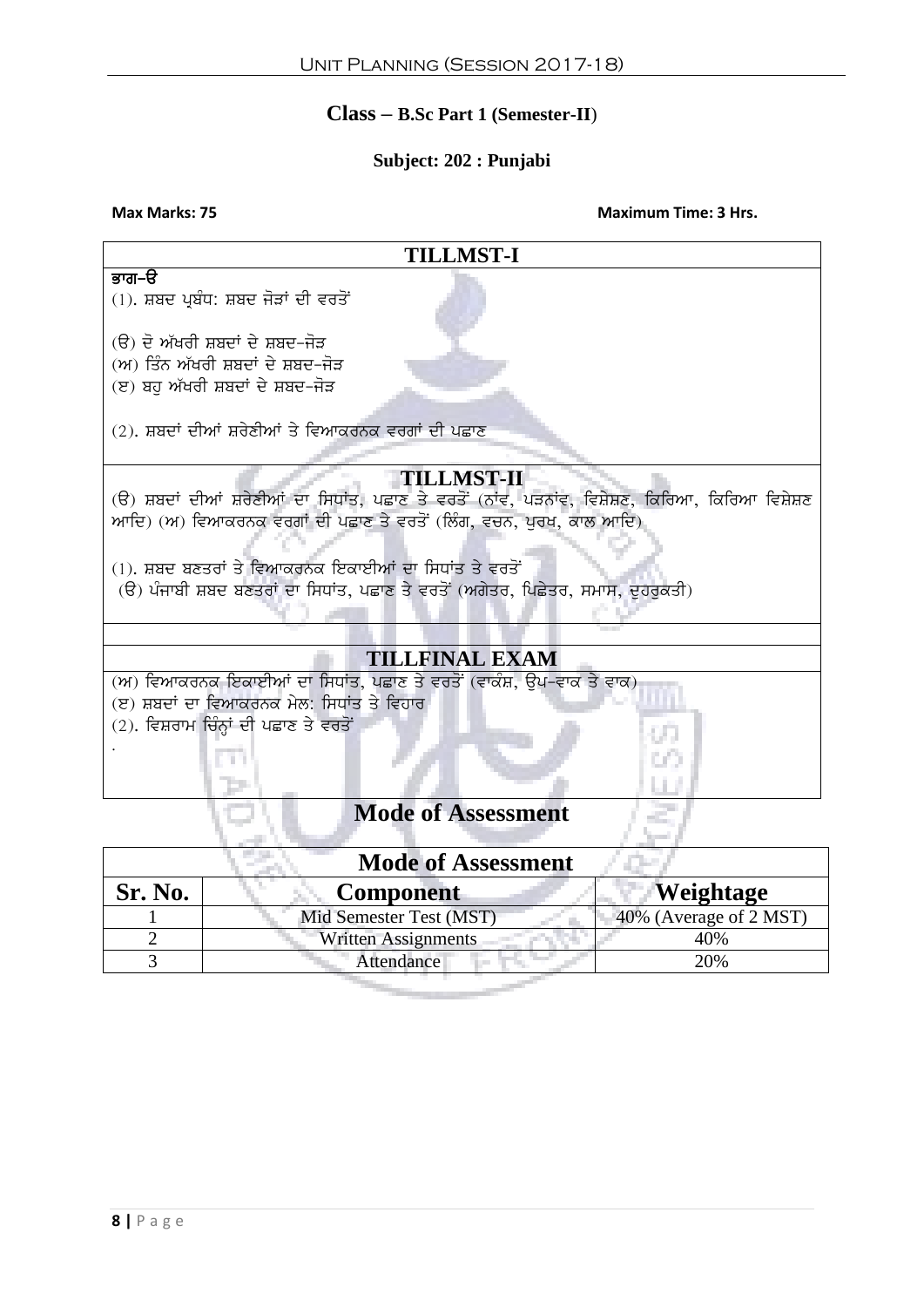**Class – B.Sc Part 1 (Semester-II)**

**Subject: 202 : Punjabi**

**Max Marks: 75** **Maximum Time: 3 Hrs.**

## TILLMST-I

**ਭਾਗ–ੳ**

(1). ਸ਼ਬਦ ਪ੍ਰਬੰਧ: ਸ਼ਬਦ ਜੋੜਾਂ ਦੀ ਵਰਤੋਂ

(ੳ) ਦੋ ਅੱਖਰੀ ਸ਼ਬਦਾਂ ਦੇ ਸ਼ਬਦ–ਜੋੜ
(ਅ) ਤਿੰਨ ਅੱਖਰੀ ਸ਼ਬਦਾਂ ਦੇ ਸ਼ਬਦ–ਜੋੜ
(ੲ) ਬਹੁ ਅੱਖਰੀ ਸ਼ਬਦਾਂ ਦੇ ਸ਼ਬਦ–ਜੋੜ

(2). ਸ਼ਬਦਾਂ ਦੀਆਂ ਸ਼ਰੇਣੀਆਂ ਤੇ ਵਿਆਕਰਨਕ ਵਰਗਾਂ ਦੀ ਪਛਾਣ

## TILLMST-II

(ੳ) ਸ਼ਬਦਾਂ ਦੀਆਂ ਸ਼ਰੇਣੀਆਂ ਦਾ ਸਿਧਾਂਤ, ਪਛਾਣ ਤੇ ਵਰਤੋਂ (ਨਾਂਵ, ਪੜਨਾਂਵ, ਵਿਸ਼ੇਸ਼ਣ, ਕਿਰਿਆ, ਕਿਰਿਆ ਵਿਸ਼ੇਸ਼ਣ ਆਦਿ) (ਅ) ਵਿਆਕਰਨਕ ਵਰਗਾਂ ਦੀ ਪਛਾਣ ਤੇ ਵਰਤੋਂ (ਲਿੰਗ, ਵਚਨ, ਪੁਰਖ, ਕਾਲ ਆਦਿ)

(1). ਸ਼ਬਦ ਬਣਤਰਾਂ ਤੇ ਵਿਆਕਰਨਕ ਇਕਾਈਆਂ ਦਾ ਸਿਧਾਂਤ ਤੇ ਵਰਤੋਂ
(ੳ) ਪੰਜਾਬੀ ਸ਼ਬਦ ਬਣਤਰਾਂ ਦਾ ਸਿਧਾਂਤ, ਪਛਾਣ ਤੇ ਵਰਤੋਂ (ਅਗੇਤਰ, ਪਿਛੇਤਰ, ਸਮਾਸ, ਦੁਹਰੁਕਤੀ)

## TILLFINAL EXAM

(ਅ) ਵਿਆਕਰਨਕ ਇਕਾਈਆਂ ਦਾ ਸਿਧਾਂਤ, ਪਛਾਣ ਤੇ ਵਰਤੋਂ (ਵਾਕੰਸ਼, ਉਪ–ਵਾਕ ਤੇ ਵਾਕ)
(ੲ) ਸ਼ਬਦਾਂ ਦਾ ਵਿਆਕਰਨਕ ਮੇਲ: ਸਿਧਾਂਤ ਤੇ ਵਿਹਾਰ
(2). ਵਿਸ਼ਰਾਮ ਚਿੰਨ੍ਹਾਂ ਦੀ ਪਛਾਣ ਤੇ ਵਰਤੋਂ

## Mode of Assessment

| Sr. No. | Component | Weightage |
|---|---|---|
| 1 | Mid Semester Test (MST) | 40% (Average of 2 MST) |
| 2 | Written Assignments | 40% |
| 3 | Attendance | 20% |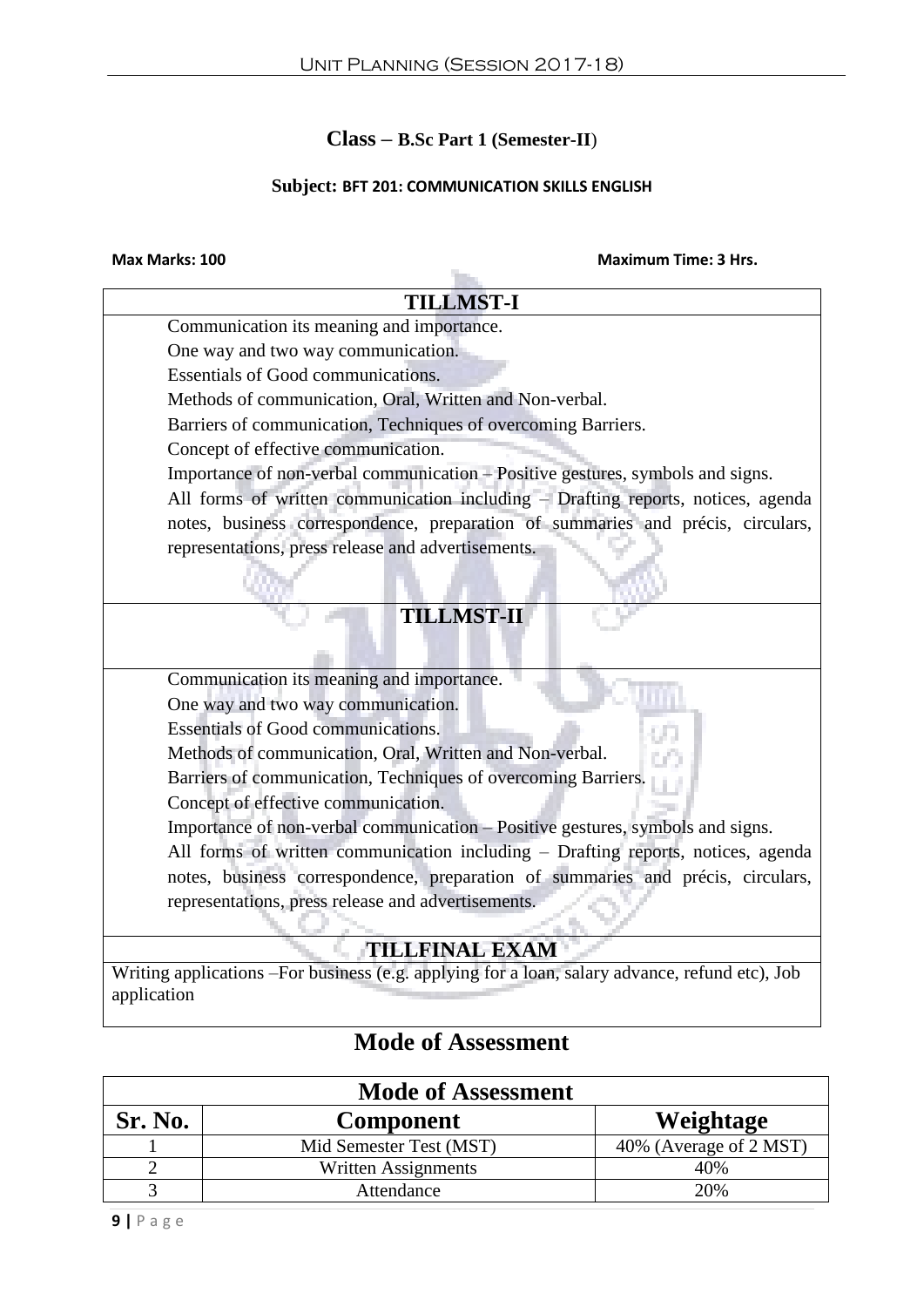**Class – B.Sc Part 1 (Semester-II)**

**Subject: BFT 201: COMMUNICATION SKILLS ENGLISH**

**Max Marks: 100** **Maximum Time: 3 Hrs.**

| TILLMST-I |
|---|
| Communication its meaning and importance.<br>One way and two way communication.<br>Essentials of Good communications.<br>Methods of communication, Oral, Written and Non-verbal.<br>Barriers of communication, Techniques of overcoming Barriers.<br>Concept of effective communication.<br>Importance of non-verbal communication – Positive gestures, symbols and signs.<br>All forms of written communication including – Drafting reports, notices, agenda notes, business correspondence, preparation of summaries and précis, circulars, representations, press release and advertisements. |
| **TILLMST-II** |
| Communication its meaning and importance.<br>One way and two way communication.<br>Essentials of Good communications.<br>Methods of communication, Oral, Written and Non-verbal.<br>Barriers of communication, Techniques of overcoming Barriers.<br>Concept of effective communication.<br>Importance of non-verbal communication – Positive gestures, symbols and signs.<br>All forms of written communication including – Drafting reports, notices, agenda notes, business correspondence, preparation of summaries and précis, circulars, representations, press release and advertisements. |
| **TILLFINAL EXAM** |
| Writing applications –For business (e.g. applying for a loan, salary advance, refund etc), Job application |

## Mode of Assessment

| Sr. No. | Component | Weightage |
|---|---|---|
| 1 | Mid Semester Test (MST) | 40% (Average of 2 MST) |
| 2 | Written Assignments | 40% |
| 3 | Attendance | 20% |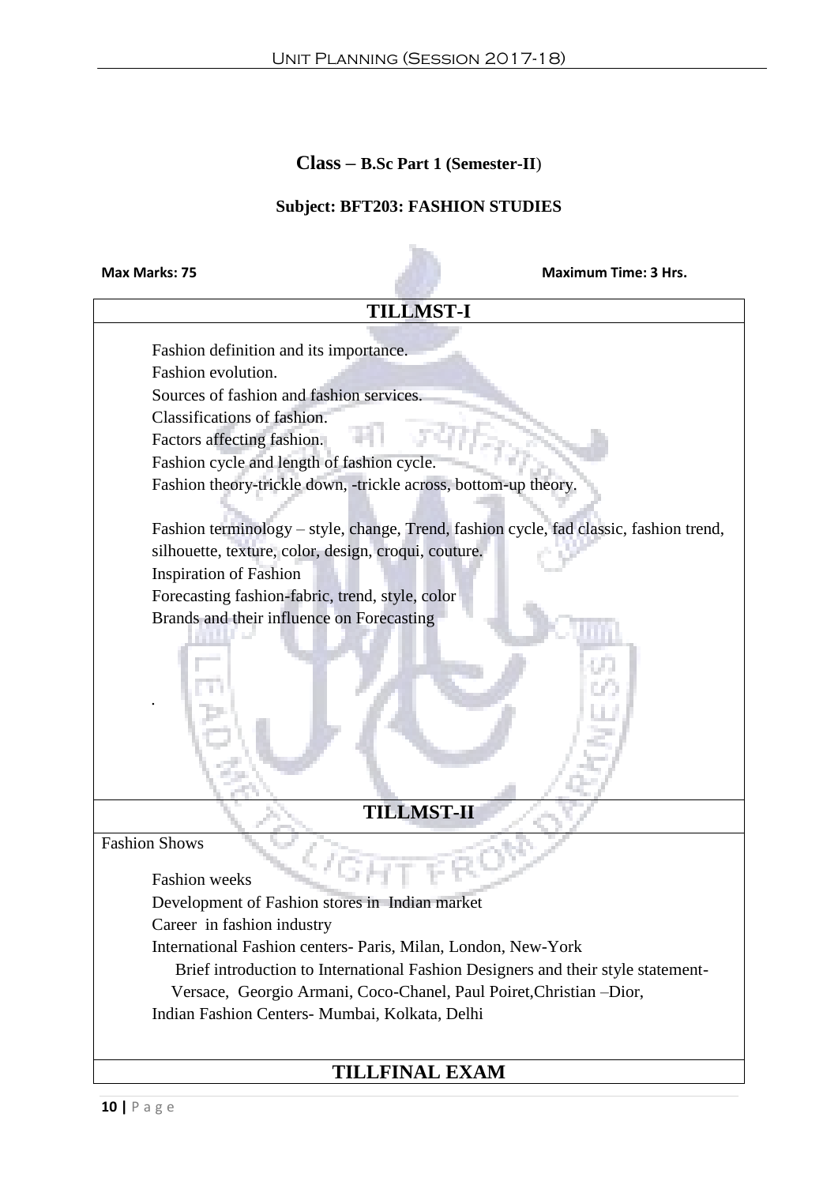**Class – B.Sc Part 1 (Semester-II)**

**Subject: BFT203: FASHION STUDIES**

**Max Marks: 75** **Maximum Time: 3 Hrs.**

| TILLMST-I |
|---|
| Fashion definition and its importance.<br>Fashion evolution.<br>Sources of fashion and fashion services.<br>Classifications of fashion.<br>Factors affecting fashion.<br>Fashion cycle and length of fashion cycle.<br>Fashion theory-trickle down, -trickle across, bottom-up theory.<br><br>Fashion terminology – style, change, Trend, fashion cycle, fad classic, fashion trend, silhouette, texture, color, design, croqui, couture.<br>Inspiration of Fashion<br>Forecasting fashion-fabric, trend, style, color<br>Brands and their influence on Forecasting<br><br>. |
| **TILLMST-II** |
| Fashion Shows<br><br>Fashion weeks<br>Development of Fashion stores in Indian market<br>Career in fashion industry<br>International Fashion centers- Paris, Milan, London, New-York<br>Brief introduction to International Fashion Designers and their style statement- Versace, Georgio Armani, Coco-Chanel, Paul Poiret,Christian –Dior,<br>Indian Fashion Centers- Mumbai, Kolkata, Delhi |
| **TILLFINAL EXAM** |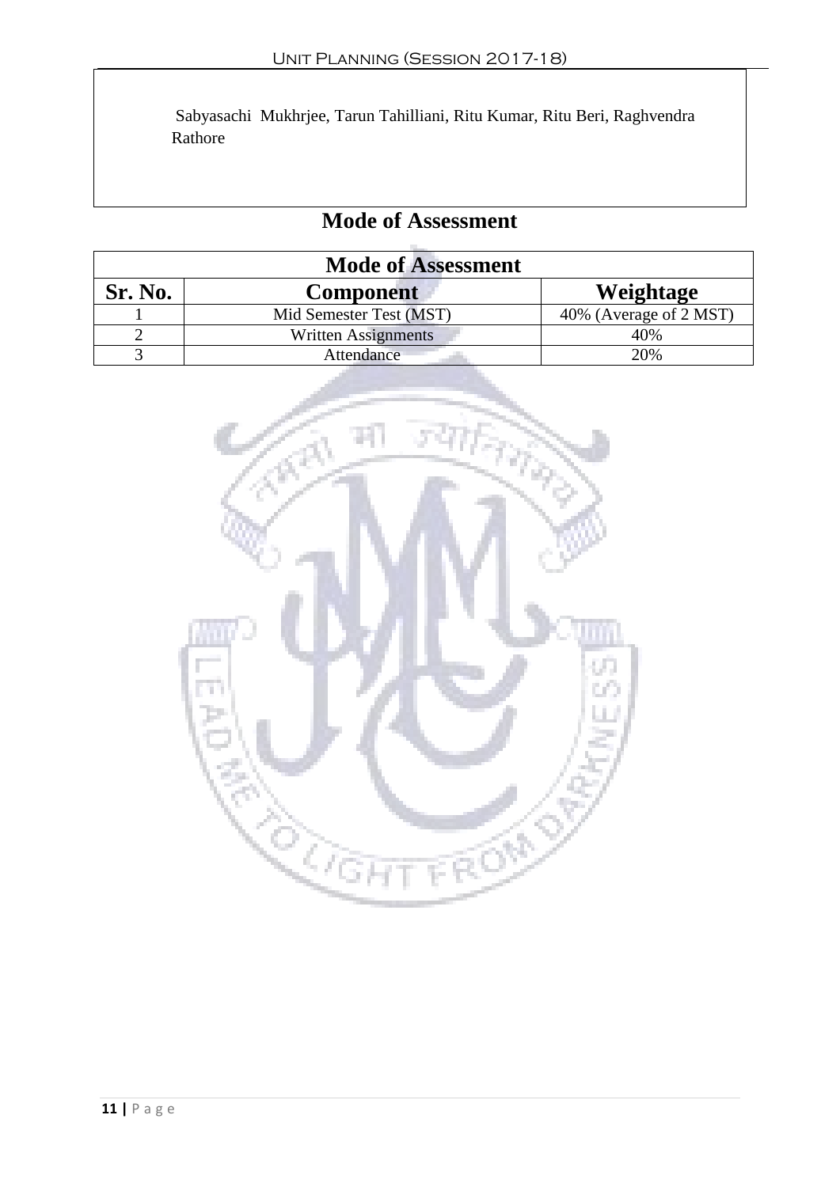Sabyasachi  Mukhrjee, Tarun Tahilliani, Ritu Kumar, Ritu Beri, Raghvendra Rathore

# Mode of Assessment

| Mode of Assessment | | |
|---|---|---|
| **Sr. No.** | **Component** | **Weightage** |
| 1 | Mid Semester Test (MST) | 40% (Average of 2 MST) |
| 2 | Written Assignments | 40% |
| 3 | Attendance | 20% |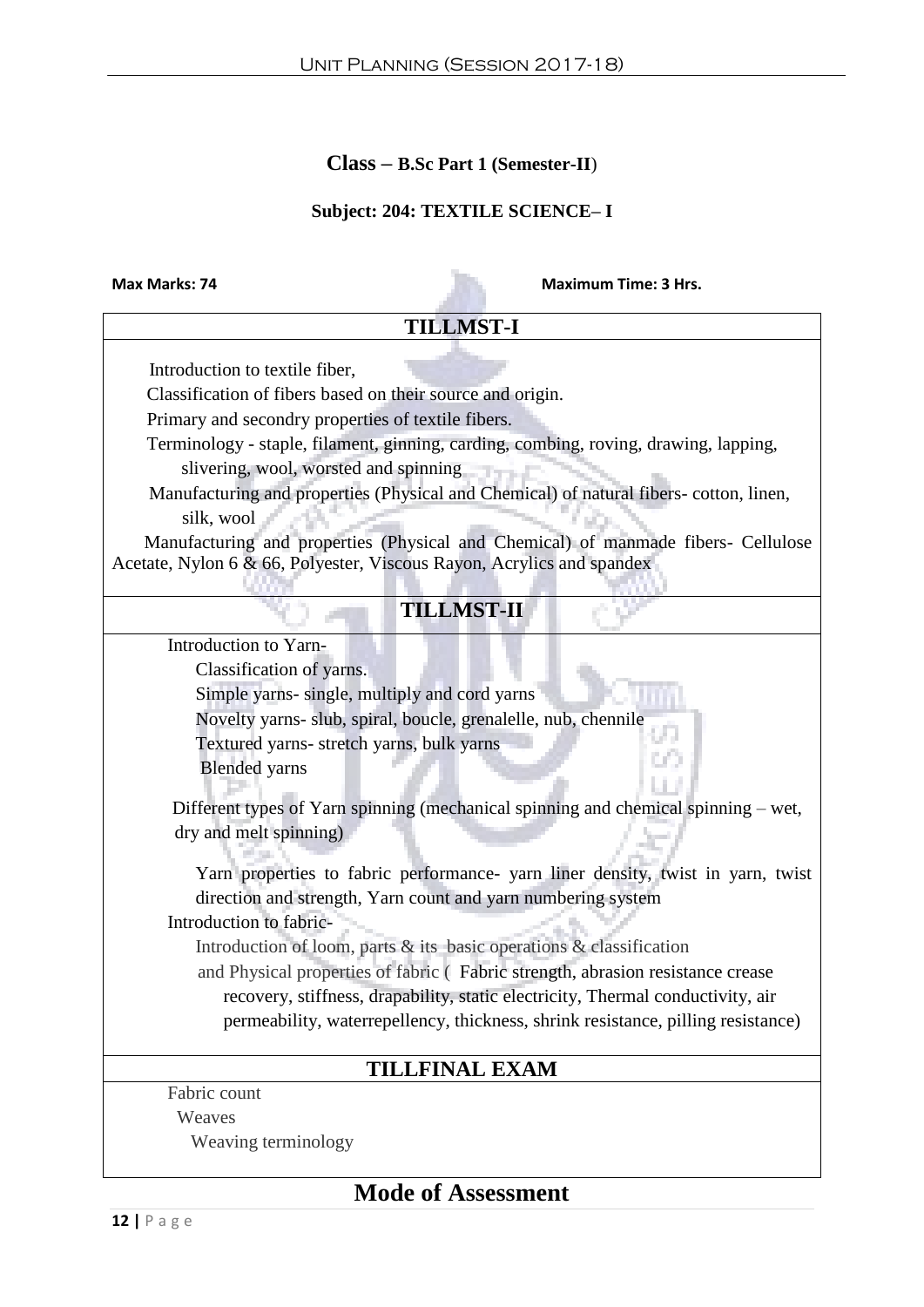**Class – B.Sc Part 1 (Semester-II)**

**Subject: 204: TEXTILE SCIENCE– I**

**Max Marks: 74** **Maximum Time: 3 Hrs.**

## TILLMST-I

Introduction to textile fiber,

Classification of fibers based on their source and origin.

Primary and secondry properties of textile fibers.

Terminology - staple, filament, ginning, carding, combing, roving, drawing, lapping, slivering, wool, worsted and spinning

Manufacturing and properties (Physical and Chemical) of natural fibers- cotton, linen, silk, wool

Manufacturing and properties (Physical and Chemical) of manmade fibers- Cellulose Acetate, Nylon 6 & 66, Polyester, Viscous Rayon, Acrylics and spandex

## TILLMST-II

Introduction to Yarn-

- Classification of yarns.
- Simple yarns- single, multiply and cord yarns
- Novelty yarns- slub, spiral, boucle, grenalelle, nub, chennile
- Textured yarns- stretch yarns, bulk yarns
- Blended yarns

Different types of Yarn spinning (mechanical spinning and chemical spinning – wet, dry and melt spinning)

Yarn properties to fabric performance- yarn liner density, twist in yarn, twist direction and strength, Yarn count and yarn numbering system

Introduction to fabric-

Introduction of loom, parts & its basic operations & classification

and Physical properties of fabric ( Fabric strength, abrasion resistance crease recovery, stiffness, drapability, static electricity, Thermal conductivity, air permeability, waterrepellency, thickness, shrink resistance, pilling resistance)

## TILLFINAL EXAM

Fabric count

Weaves

Weaving terminology

# Mode of Assessment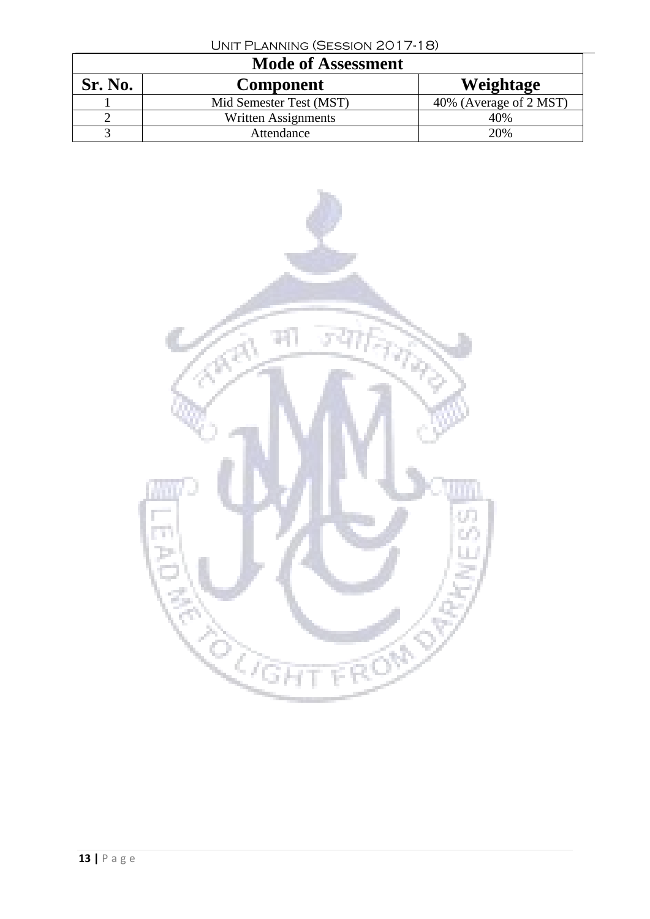| Mode of Assessment | | |
|---|---|---|
| **Sr. No.** | **Component** | **Weightage** |
| 1 | Mid Semester Test (MST) | 40% (Average of 2 MST) |
| 2 | Written Assignments | 40% |
| 3 | Attendance | 20% |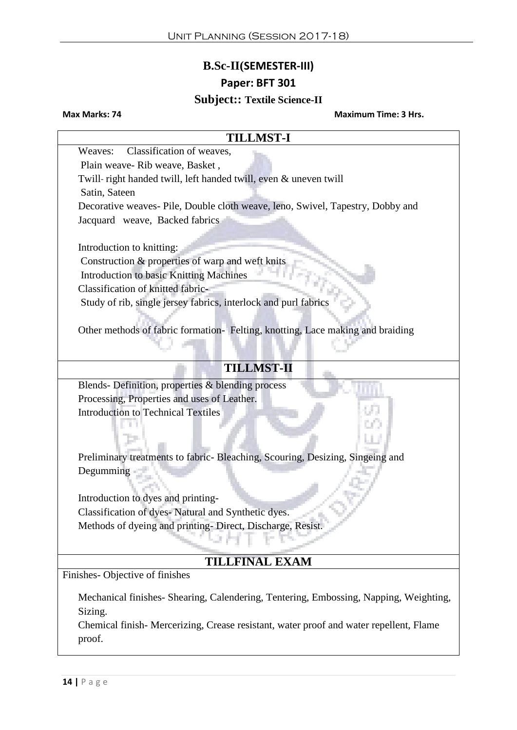# B.Sc-II(SEMESTER-III)

## Paper: BFT 301

## Subject:: Textile Science-II

**Max Marks: 74** **Maximum Time: 3 Hrs.**

| TILLMST-I |
|---|
| Weaves: Classification of weaves,<br>Plain weave- Rib weave, Basket ,<br>Twill- right handed twill, left handed twill, even & uneven twill<br>Satin, Sateen<br>Decorative weaves- Pile, Double cloth weave, leno, Swivel, Tapestry, Dobby and Jacquard weave, Backed fabrics<br><br>Introduction to knitting:<br>Construction & properties of warp and weft knits<br>Introduction to basic Knitting Machines<br>Classification of knitted fabric-<br>Study of rib, single jersey fabrics, interlock and purl fabrics<br><br>Other methods of fabric formation- Felting, knotting, Lace making and braiding |
| **TILLMST-II** |
| Blends- Definition, properties & blending process<br>Processing, Properties and uses of Leather.<br>Introduction to Technical Textiles<br><br>Preliminary treatments to fabric- Bleaching, Scouring, Desizing, Singeing and Degumming<br><br>Introduction to dyes and printing-<br>Classification of dyes- Natural and Synthetic dyes.<br>Methods of dyeing and printing- Direct, Discharge, Resist. |
| **TILLFINAL EXAM** |
| Finishes- Objective of finishes<br><br>Mechanical finishes- Shearing, Calendering, Tentering, Embossing, Napping, Weighting, Sizing.<br>Chemical finish- Mercerizing, Crease resistant, water proof and water repellent, Flame proof. |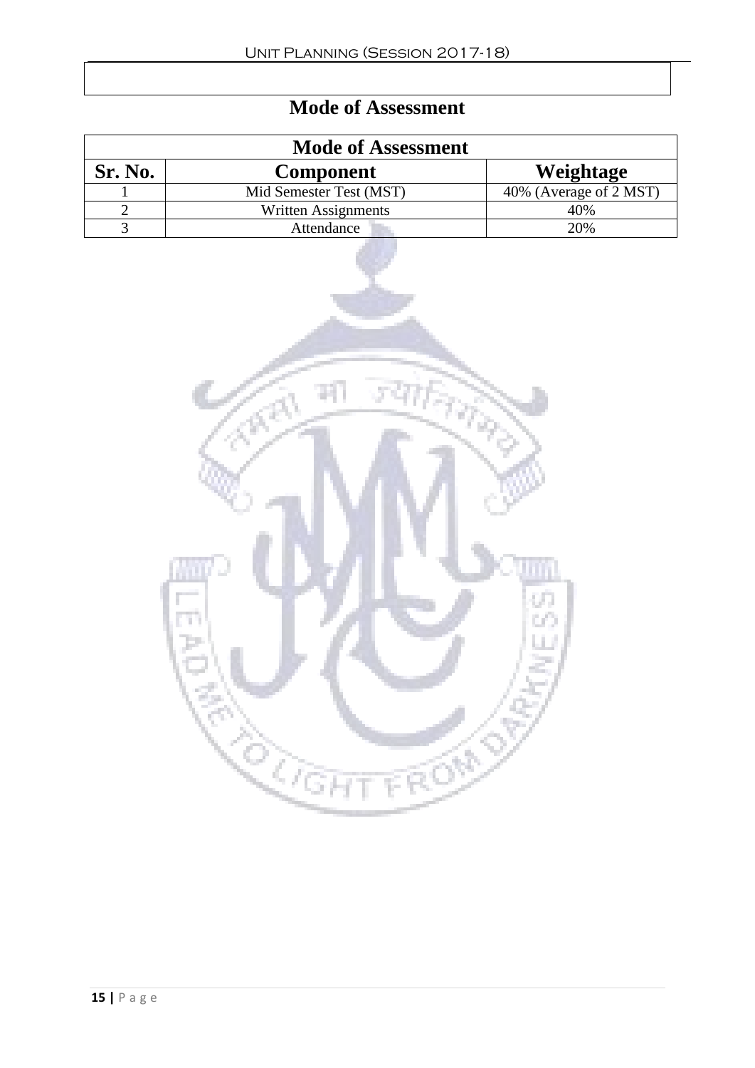# Mode of Assessment

| Mode of Assessment | | |
|---|---|---|
| **Sr. No.** | **Component** | **Weightage** |
| 1 | Mid Semester Test (MST) | 40% (Average of 2 MST) |
| 2 | Written Assignments | 40% |
| 3 | Attendance | 20% |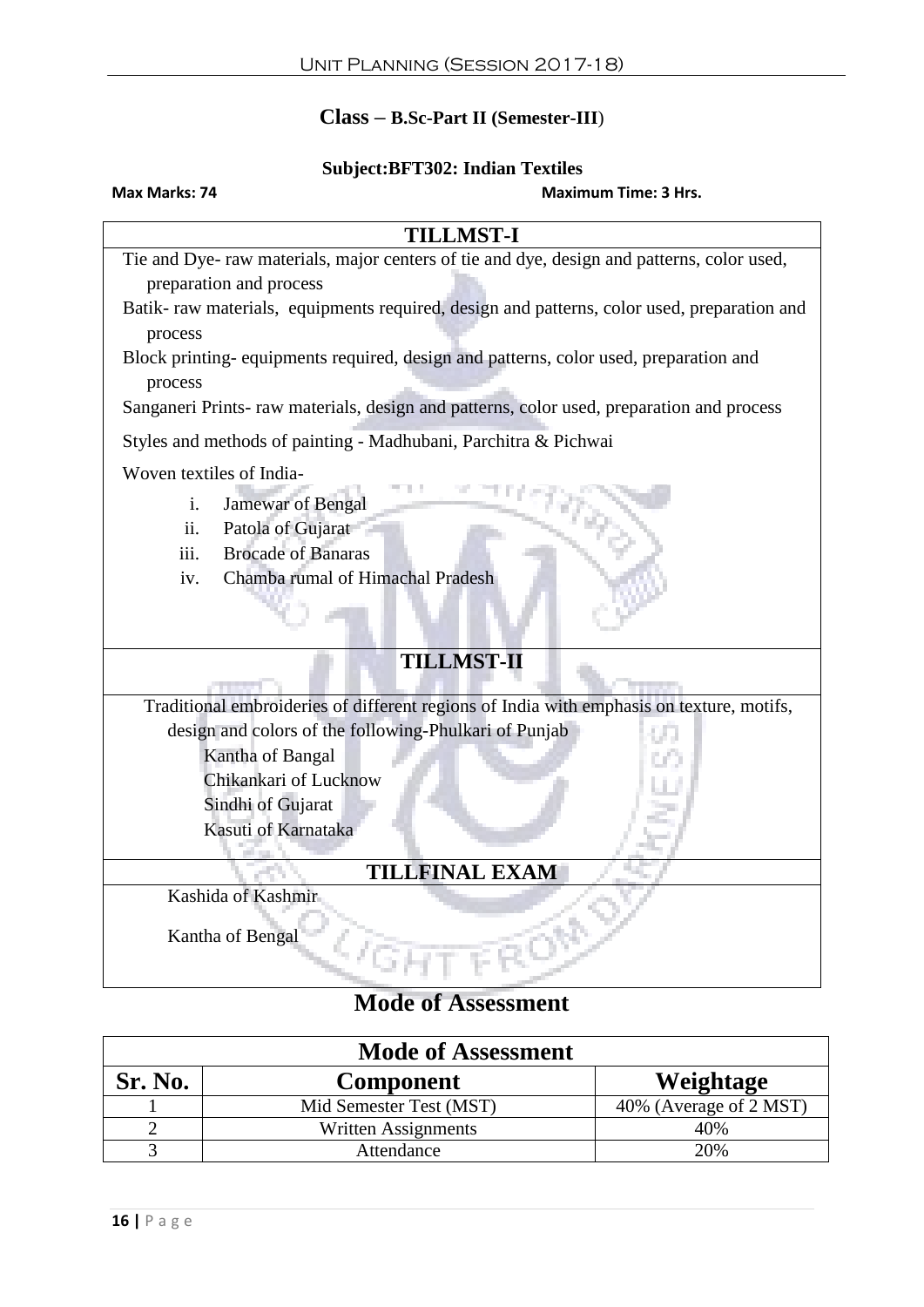**Class – B.Sc-Part II (Semester-III)**

**Subject:BFT302: Indian Textiles**

**Max Marks: 74** **Maximum Time: 3 Hrs.**

| TILLMST-I |
|---|
| Tie and Dye- raw materials, major centers of tie and dye, design and patterns, color used, preparation and process<br>Batik- raw materials, equipments required, design and patterns, color used, preparation and process<br>Block printing- equipments required, design and patterns, color used, preparation and process<br>Sanganeri Prints- raw materials, design and patterns, color used, preparation and process<br>Styles and methods of painting - Madhubani, Parchitra & Pichwai<br>Woven textiles of India-<br>i. Jamewar of Bengal<br>ii. Patola of Gujarat<br>iii. Brocade of Banaras<br>iv. Chamba rumal of Himachal Pradesh |
| **TILLMST-II** |
| Traditional embroideries of different regions of India with emphasis on texture, motifs, design and colors of the following-Phulkari of Punjab<br>Kantha of Bangal<br>Chikankari of Lucknow<br>Sindhi of Gujarat<br>Kasuti of Karnataka |
| **TILLFINAL EXAM** |
| Kashida of Kashmir<br>Kantha of Bengal |

## Mode of Assessment

| Mode of Assessment | | |
|---|---|---|
| **Sr. No.** | **Component** | **Weightage** |
| 1 | Mid Semester Test (MST) | 40% (Average of 2 MST) |
| 2 | Written Assignments | 40% |
| 3 | Attendance | 20% |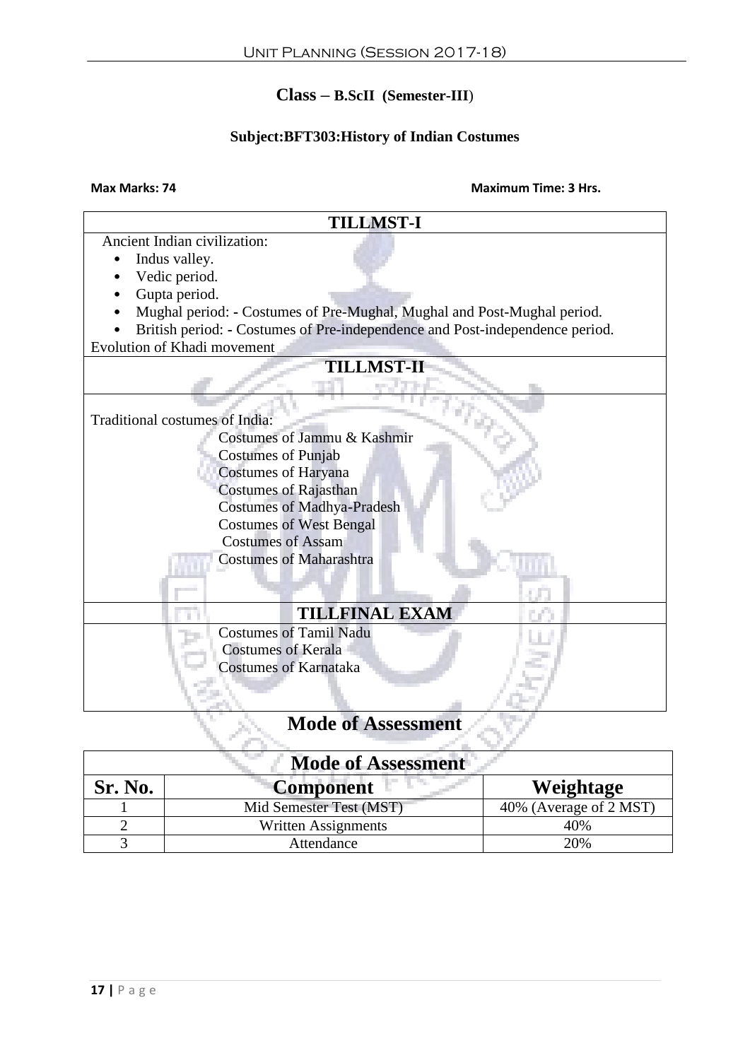**Class – B.ScII (Semester-III)**

**Subject:BFT303:History of Indian Costumes**

**Max Marks: 74** **Maximum Time: 3 Hrs.**

| TILLMST-I |
|---|
| Ancient Indian civilization:<br>• Indus valley.<br>• Vedic period.<br>• Gupta period.<br>• Mughal period: - Costumes of Pre-Mughal, Mughal and Post-Mughal period.<br>• British period: - Costumes of Pre-independence and Post-independence period.<br>Evolution of Khadi movement |
| **TILLMST-II** |
| Traditional costumes of India:<br>Costumes of Jammu & Kashmir<br>Costumes of Punjab<br>Costumes of Haryana<br>Costumes of Rajasthan<br>Costumes of Madhya-Pradesh<br>Costumes of West Bengal<br>Costumes of Assam<br>Costumes of Maharashtra |
| **TILLFINAL EXAM** |
| Costumes of Tamil Nadu<br>Costumes of Kerala<br>Costumes of Karnataka |

## Mode of Assessment

| Mode of Assessment | | |
|---|---|---|
| **Sr. No.** | **Component** | **Weightage** |
| 1 | Mid Semester Test (MST) | 40% (Average of 2 MST) |
| 2 | Written Assignments | 40% |
| 3 | Attendance | 20% |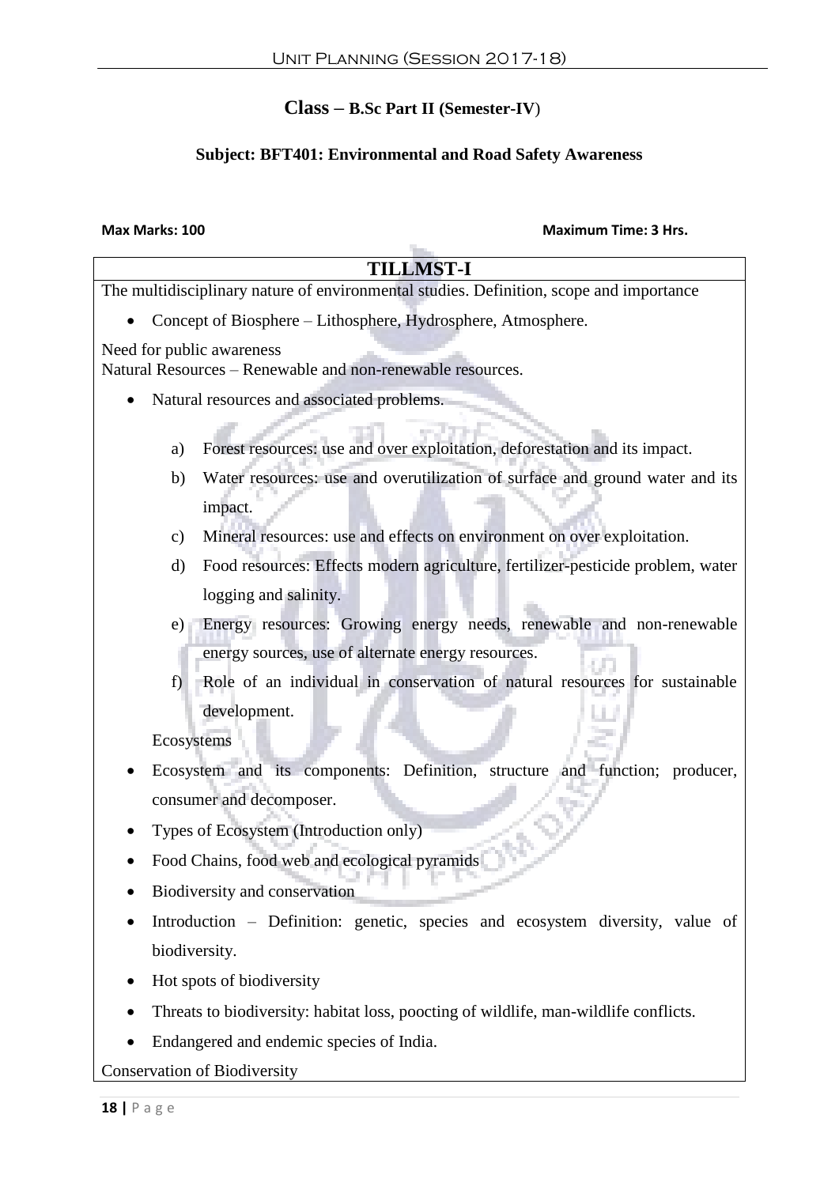## Class – B.Sc Part II (Semester-IV)

### Subject: BFT401: Environmental and Road Safety Awareness

**Max Marks: 100** **Maximum Time: 3 Hrs.**

### TILLMST-I

The multidisciplinary nature of environmental studies. Definition, scope and importance

- Concept of Biosphere – Lithosphere, Hydrosphere, Atmosphere.

Need for public awareness
Natural Resources – Renewable and non-renewable resources.

- Natural resources and associated problems.

  a) Forest resources: use and over exploitation, deforestation and its impact.
  b) Water resources: use and overutilization of surface and ground water and its impact.
  c) Mineral resources: use and effects on environment on over exploitation.
  d) Food resources: Effects modern agriculture, fertilizer-pesticide problem, water logging and salinity.
  e) Energy resources: Growing energy needs, renewable and non-renewable energy sources, use of alternate energy resources.
  f) Role of an individual in conservation of natural resources for sustainable development.

Ecosystems

- Ecosystem and its components: Definition, structure and function; producer, consumer and decomposer.
- Types of Ecosystem (Introduction only)
- Food Chains, food web and ecological pyramids
- Biodiversity and conservation
- Introduction – Definition: genetic, species and ecosystem diversity, value of biodiversity.
- Hot spots of biodiversity
- Threats to biodiversity: habitat loss, poocting of wildlife, man-wildlife conflicts.
- Endangered and endemic species of India.

Conservation of Biodiversity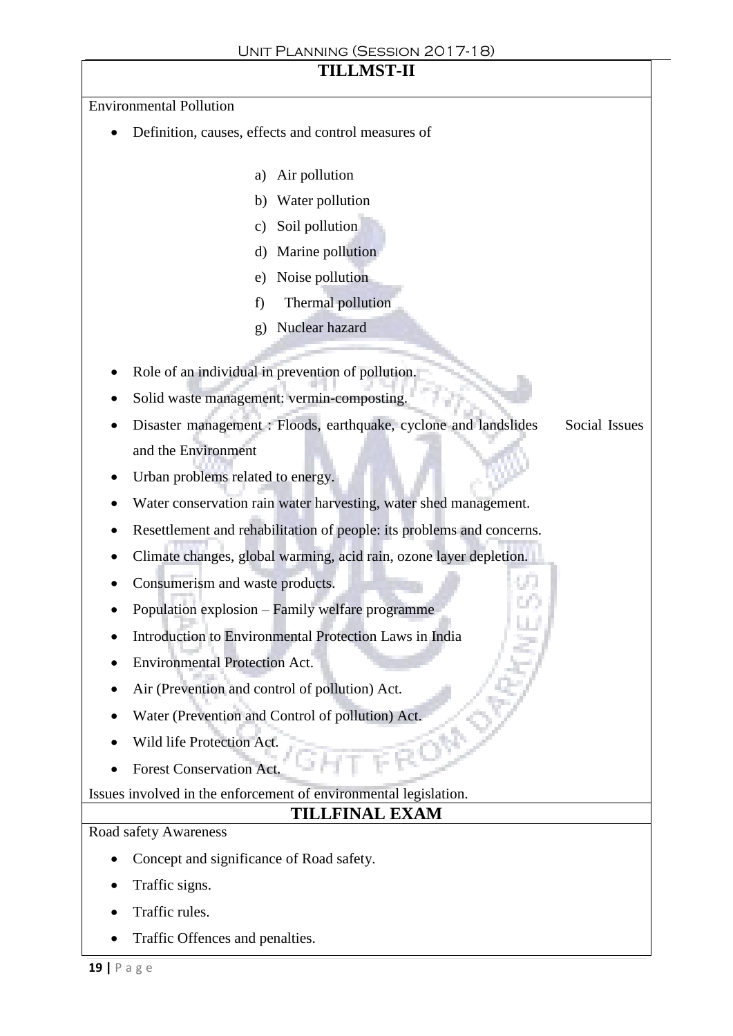## TILLMST-II

Environmental Pollution

- Definition, causes, effects and control measures of

    a) Air pollution
    b) Water pollution
    c) Soil pollution
    d) Marine pollution
    e) Noise pollution
    f) Thermal pollution
    g) Nuclear hazard

- Role of an individual in prevention of pollution.
- Solid waste management: vermin-composting.
- Disaster management : Floods, earthquake, cyclone and landslides Social Issues and the Environment
- Urban problems related to energy.
- Water conservation rain water harvesting, water shed management.
- Resettlement and rehabilitation of people: its problems and concerns.
- Climate changes, global warming, acid rain, ozone layer depletion.
- Consumerism and waste products.
- Population explosion – Family welfare programme
- Introduction to Environmental Protection Laws in India
- Environmental Protection Act.
- Air (Prevention and control of pollution) Act.
- Water (Prevention and Control of pollution) Act.
- Wild life Protection Act.
- Forest Conservation Act.

Issues involved in the enforcement of environmental legislation.

## TILLFINAL EXAM

Road safety Awareness

- Concept and significance of Road safety.
- Traffic signs.
- Traffic rules.
- Traffic Offences and penalties.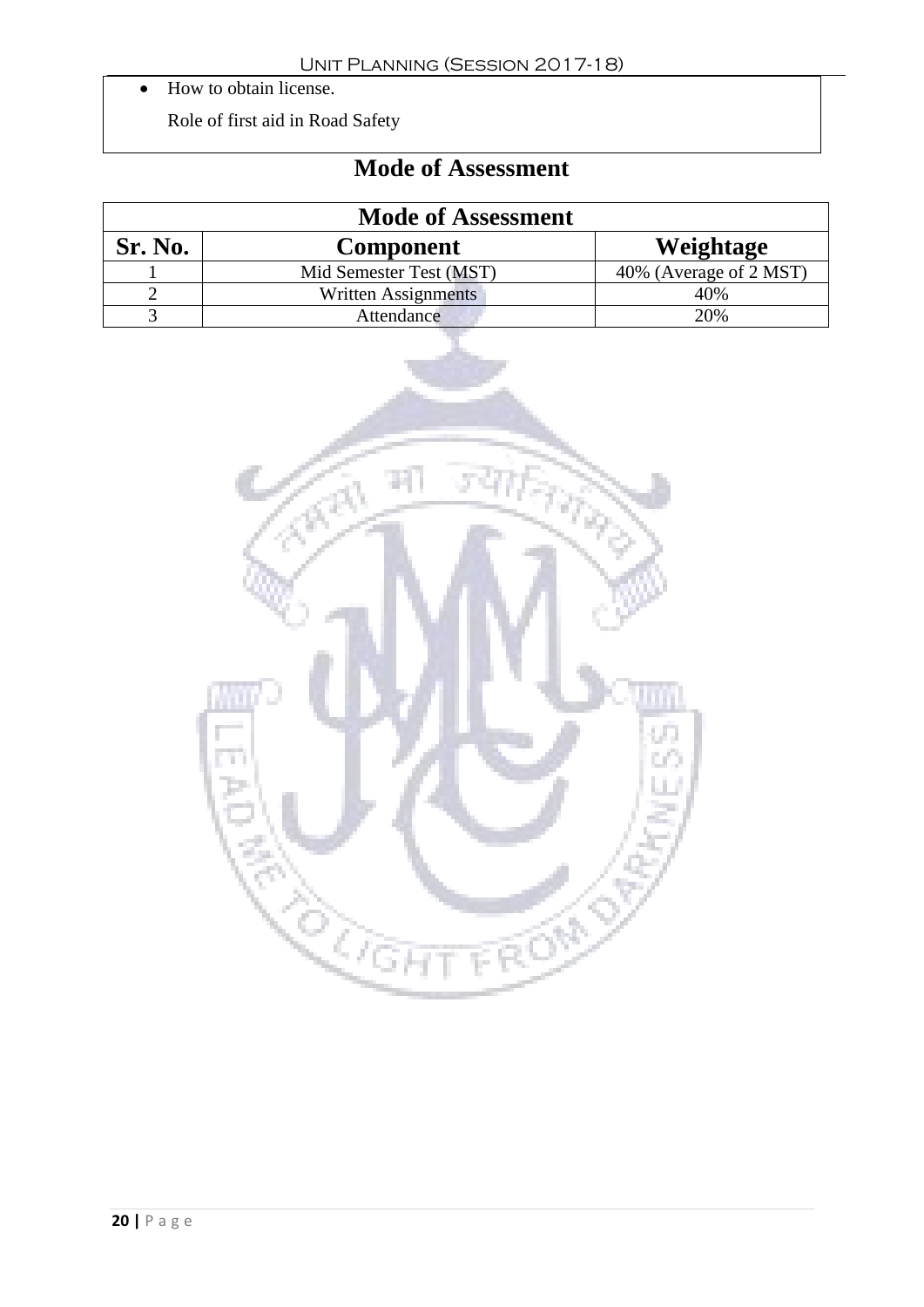- How to obtain license.

  Role of first aid in Road Safety

## Mode of Assessment

| Mode of Assessment | | |
|---|---|---|
| **Sr. No.** | **Component** | **Weightage** |
| 1 | Mid Semester Test (MST) | 40% (Average of 2 MST) |
| 2 | Written Assignments | 40% |
| 3 | Attendance | 20% |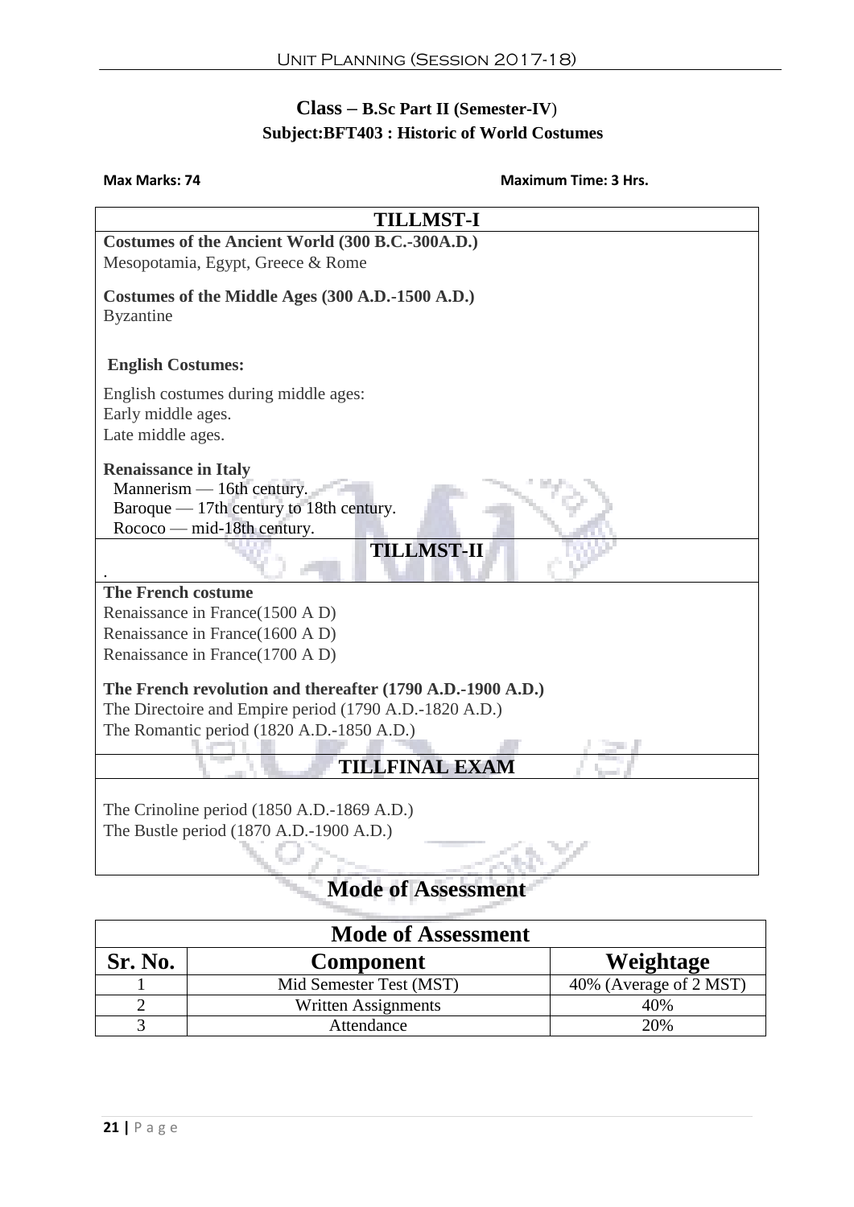## Class – B.Sc Part II (Semester-IV)

### Subject:BFT403 : Historic of World Costumes

**Max Marks: 74** **Maximum Time: 3 Hrs.**

| TILLMST-I |
|---|
| **Costumes of the Ancient World (300 B.C.-300A.D.)**<br>Mesopotamia, Egypt, Greece & Rome<br><br>**Costumes of the Middle Ages (300 A.D.-1500 A.D.)**<br>Byzantine<br><br>**English Costumes:**<br><br>English costumes during middle ages:<br>Early middle ages.<br>Late middle ages.<br><br>**Renaissance in Italy**<br>Mannerism — 16th century.<br>Baroque — 17th century to 18th century.<br>Rococo — mid-18th century. |
| **TILLMST-II** |
| .<br>**The French costume**<br>Renaissance in France(1500 A D)<br>Renaissance in France(1600 A D)<br>Renaissance in France(1700 A D)<br><br>**The French revolution and thereafter (1790 A.D.-1900 A.D.)**<br>The Directoire and Empire period (1790 A.D.-1820 A.D.)<br>The Romantic period (1820 A.D.-1850 A.D.) |
| **TILLFINAL EXAM** |
| The Crinoline period (1850 A.D.-1869 A.D.)<br>The Bustle period (1870 A.D.-1900 A.D.) |

## Mode of Assessment

| Mode of Assessment | | |
|---|---|---|
| **Sr. No.** | **Component** | **Weightage** |
| 1 | Mid Semester Test (MST) | 40% (Average of 2 MST) |
| 2 | Written Assignments | 40% |
| 3 | Attendance | 20% |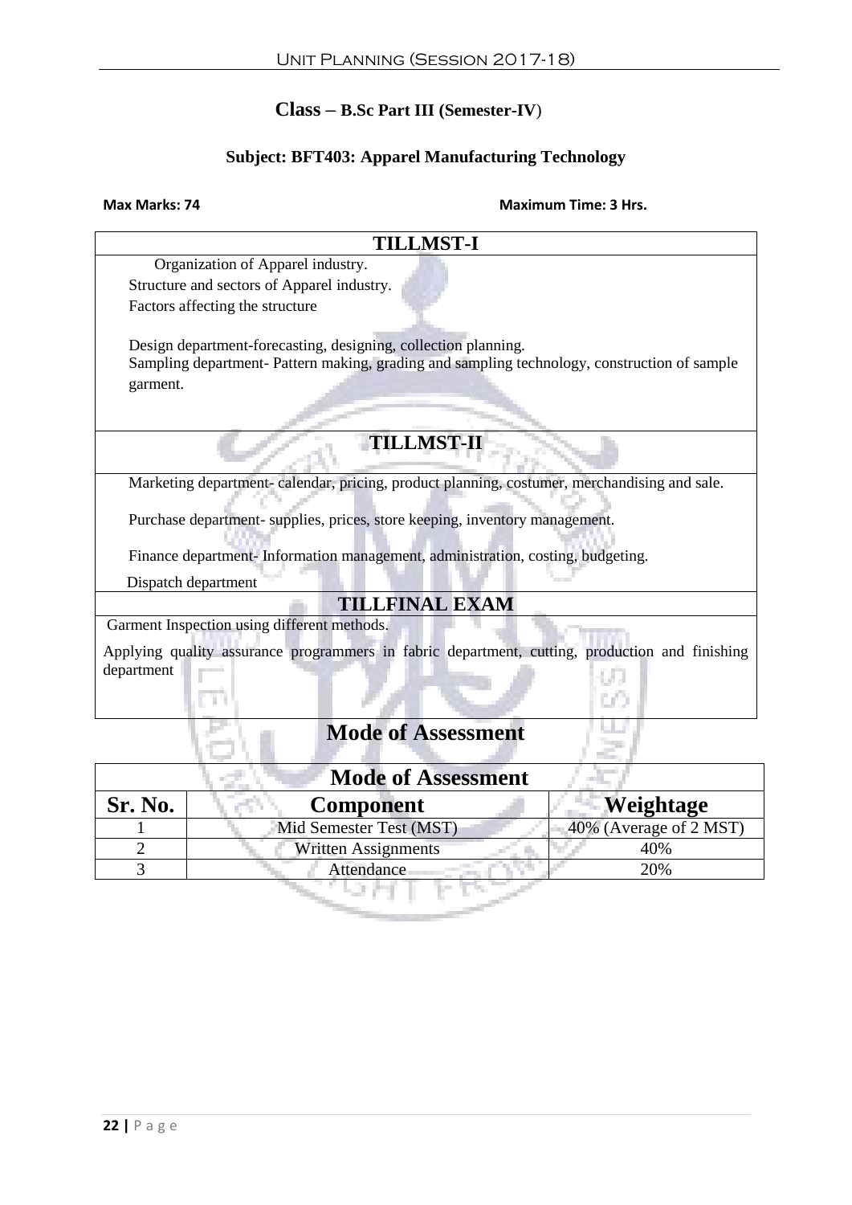## Class – B.Sc Part III (Semester-IV)

### Subject: BFT403: Apparel Manufacturing Technology

**Max Marks: 74** **Maximum Time: 3 Hrs.**

| TILLMST-I |
|---|
| Organization of Apparel industry.<br>Structure and sectors of Apparel industry.<br>Factors affecting the structure<br><br>Design department-forecasting, designing, collection planning.<br>Sampling department- Pattern making, grading and sampling technology, construction of sample garment. |
| **TILLMST-II** |
| Marketing department- calendar, pricing, product planning, costumer, merchandising and sale.<br><br>Purchase department- supplies, prices, store keeping, inventory management.<br><br>Finance department- Information management, administration, costing, budgeting.<br><br>Dispatch department |
| **TILLFINAL EXAM** |
| Garment Inspection using different methods.<br><br>Applying quality assurance programmers in fabric department, cutting, production and finishing department |

## Mode of Assessment

| Mode of Assessment | | |
|---|---|---|
| **Sr. No.** | **Component** | **Weightage** |
| 1 | Mid Semester Test (MST) | 40% (Average of 2 MST) |
| 2 | Written Assignments | 40% |
| 3 | Attendance | 20% |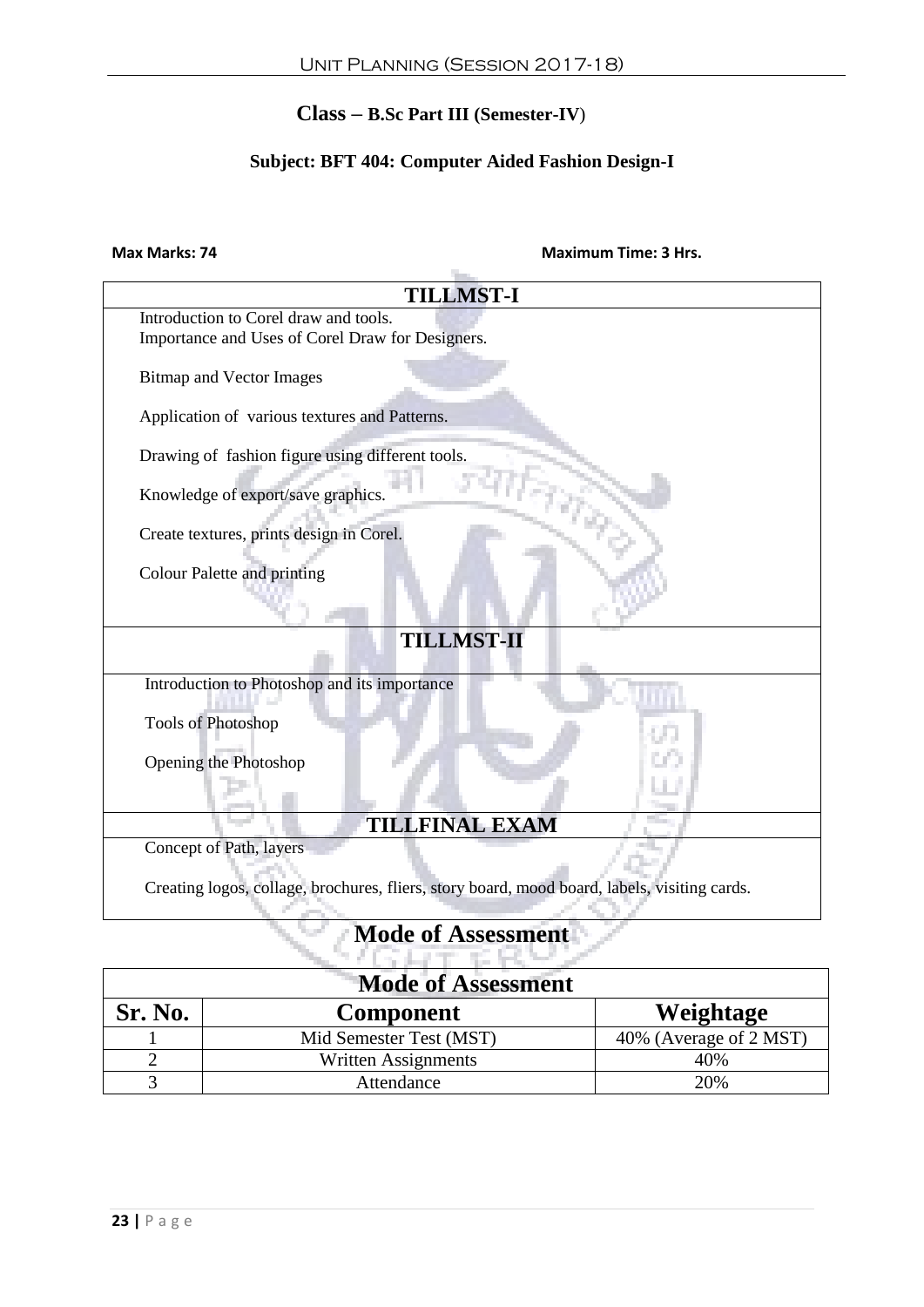**Class – B.Sc Part III (Semester-IV)**

**Subject: BFT 404: Computer Aided Fashion Design-I**

**Max Marks: 74** **Maximum Time: 3 Hrs.**

| TILLMST-I |
|---|
| Introduction to Corel draw and tools.<br>Importance and Uses of Corel Draw for Designers.<br><br>Bitmap and Vector Images<br><br>Application of various textures and Patterns.<br><br>Drawing of fashion figure using different tools.<br><br>Knowledge of export/save graphics.<br><br>Create textures, prints design in Corel.<br><br>Colour Palette and printing |
| **TILLMST-II** |
| Introduction to Photoshop and its importance<br><br>Tools of Photoshop<br><br>Opening the Photoshop |
| **TILLFINAL EXAM** |
| Concept of Path, layers<br><br>Creating logos, collage, brochures, fliers, story board, mood board, labels, visiting cards. |

## Mode of Assessment

| Mode of Assessment | | |
|---|---|---|
| **Sr. No.** | **Component** | **Weightage** |
| 1 | Mid Semester Test (MST) | 40% (Average of 2 MST) |
| 2 | Written Assignments | 40% |
| 3 | Attendance | 20% |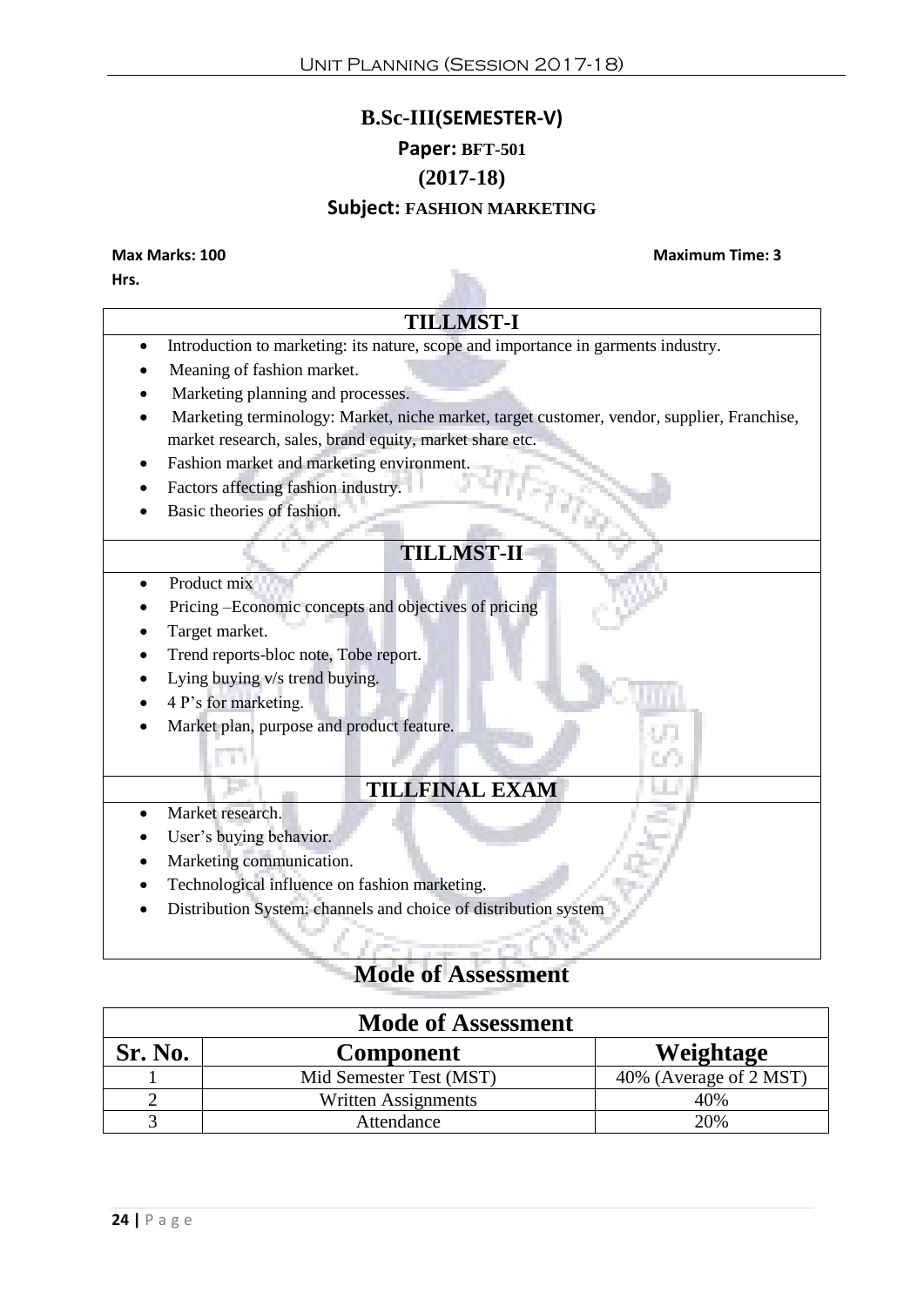# B.Sc-III(SEMESTER-V)

## Paper: BFT-501

## (2017-18)

## Subject: FASHION MARKETING

**Max Marks: 100** **Maximum Time: 3 Hrs.**

| TILLMST-I |
|---|
| • Introduction to marketing: its nature, scope and importance in garments industry.<br>• Meaning of fashion market.<br>• Marketing planning and processes.<br>• Marketing terminology: Market, niche market, target customer, vendor, supplier, Franchise, market research, sales, brand equity, market share etc.<br>• Fashion market and marketing environment.<br>• Factors affecting fashion industry.<br>• Basic theories of fashion. |
| **TILLMST-II** |
| • Product mix<br>• Pricing –Economic concepts and objectives of pricing<br>• Target market.<br>• Trend reports-bloc note, Tobe report.<br>• Lying buying v/s trend buying.<br>• 4 P's for marketing.<br>• Market plan, purpose and product feature. |
| **TILLFINAL EXAM** |
| • Market research.<br>• User's buying behavior.<br>• Marketing communication.<br>• Technological influence on fashion marketing.<br>• Distribution System: channels and choice of distribution system |

## Mode of Assessment

| Mode of Assessment | | |
|---|---|---|
| **Sr. No.** | **Component** | **Weightage** |
| 1 | Mid Semester Test (MST) | 40% (Average of 2 MST) |
| 2 | Written Assignments | 40% |
| 3 | Attendance | 20% |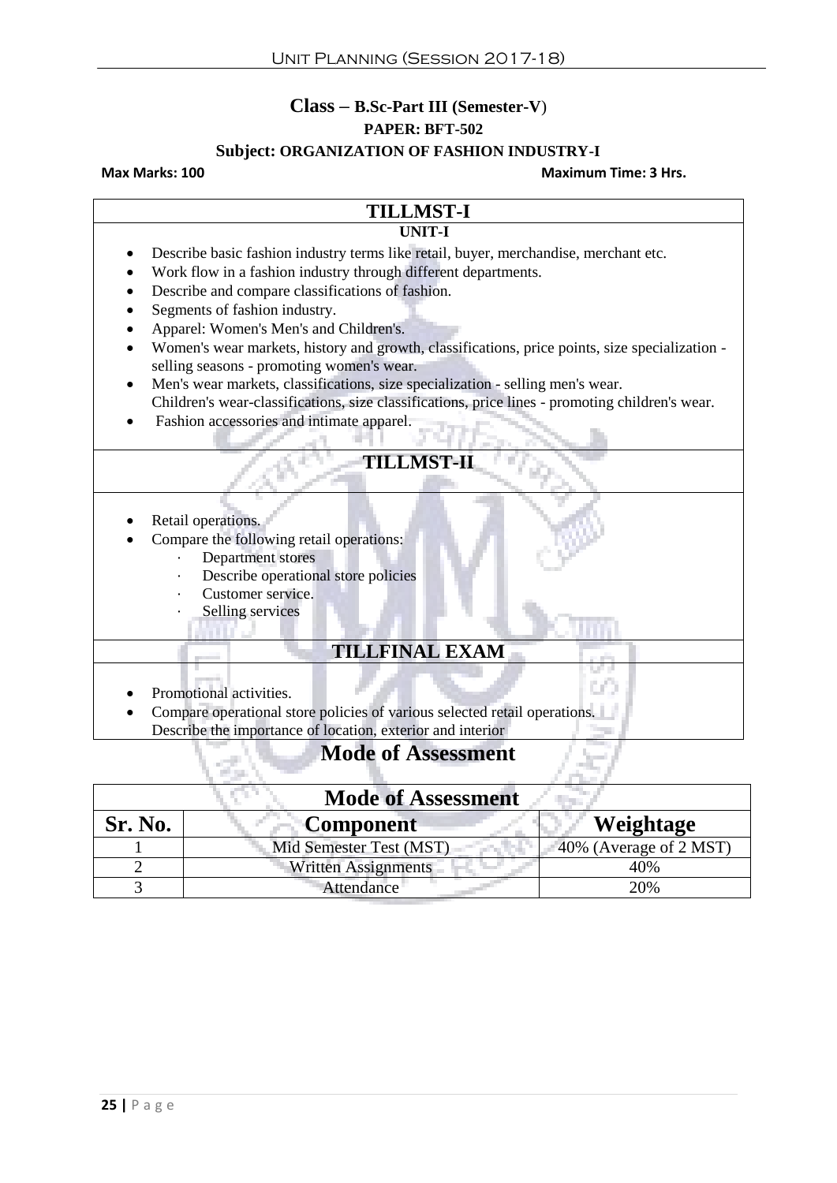**Class – B.Sc-Part III (Semester-V)**

**PAPER: BFT-502**

**Subject: ORGANIZATION OF FASHION INDUSTRY-I**

**Max Marks: 100** **Maximum Time: 3 Hrs.**

## TILLMST-I

**UNIT-I**

- Describe basic fashion industry terms like retail, buyer, merchandise, merchant etc.
- Work flow in a fashion industry through different departments.
- Describe and compare classifications of fashion.
- Segments of fashion industry.
- Apparel: Women's Men's and Children's.
- Women's wear markets, history and growth, classifications, price points, size specialization - selling seasons - promoting women's wear.
- Men's wear markets, classifications, size specialization - selling men's wear.
  Children's wear-classifications, size classifications, price lines - promoting children's wear.
- Fashion accessories and intimate apparel.

## TILLMST-II

- Retail operations.
- Compare the following retail operations:
  - Department stores
  - Describe operational store policies
  - Customer service.
  - Selling services

## TILLFINAL EXAM

- Promotional activities.
- Compare operational store policies of various selected retail operations.
  Describe the importance of location, exterior and interior

## Mode of Assessment

| Sr. No. | Component | Weightage |
|---|---|---|
| 1 | Mid Semester Test (MST) | 40% (Average of 2 MST) |
| 2 | Written Assignments | 40% |
| 3 | Attendance | 20% |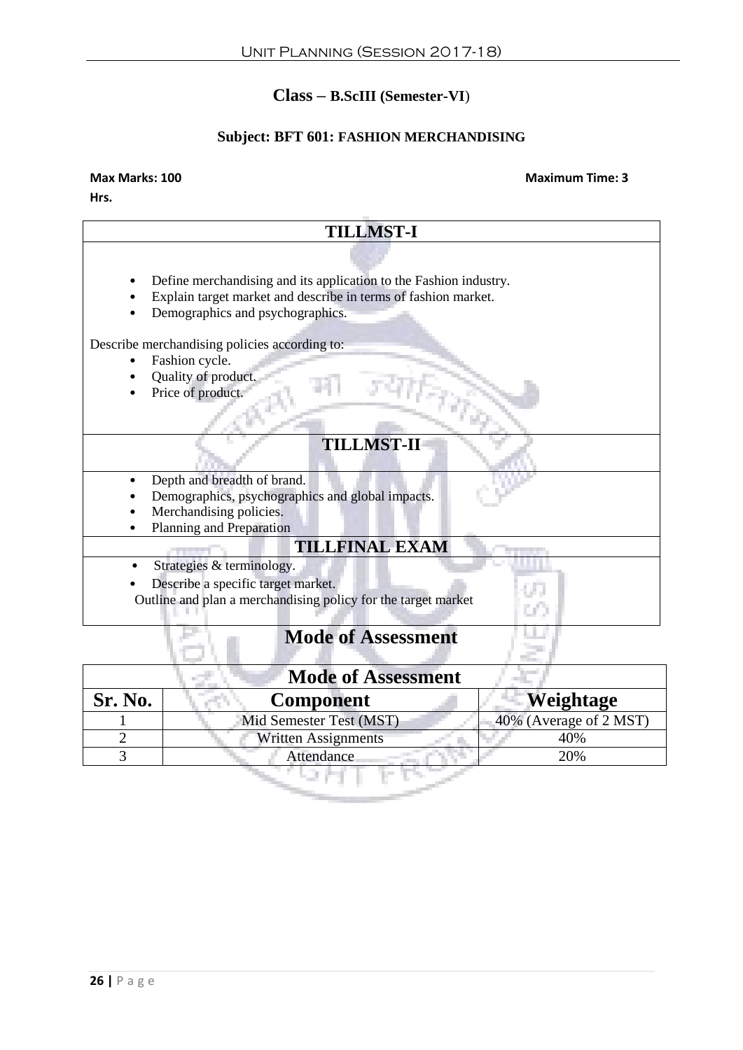## Class – B.ScIII (Semester-VI)

### Subject: BFT 601: FASHION MERCHANDISING

**Max Marks: 100** **Maximum Time: 3 Hrs.**

| TILLMST-I |
|---|
| • Define merchandising and its application to the Fashion industry.<br>• Explain target market and describe in terms of fashion market.<br>• Demographics and psychographics.<br><br>Describe merchandising policies according to:<br>• Fashion cycle.<br>• Quality of product.<br>• Price of product. |
| **TILLMST-II** |
| • Depth and breadth of brand.<br>• Demographics, psychographics and global impacts.<br>• Merchandising policies.<br>• Planning and Preparation |
| **TILLFINAL EXAM** |
| • Strategies & terminology.<br>• Describe a specific target market.<br>Outline and plan a merchandising policy for the target market |

## Mode of Assessment

| Mode of Assessment | | |
|---|---|---|
| **Sr. No.** | **Component** | **Weightage** |
| 1 | Mid Semester Test (MST) | 40% (Average of 2 MST) |
| 2 | Written Assignments | 40% |
| 3 | Attendance | 20% |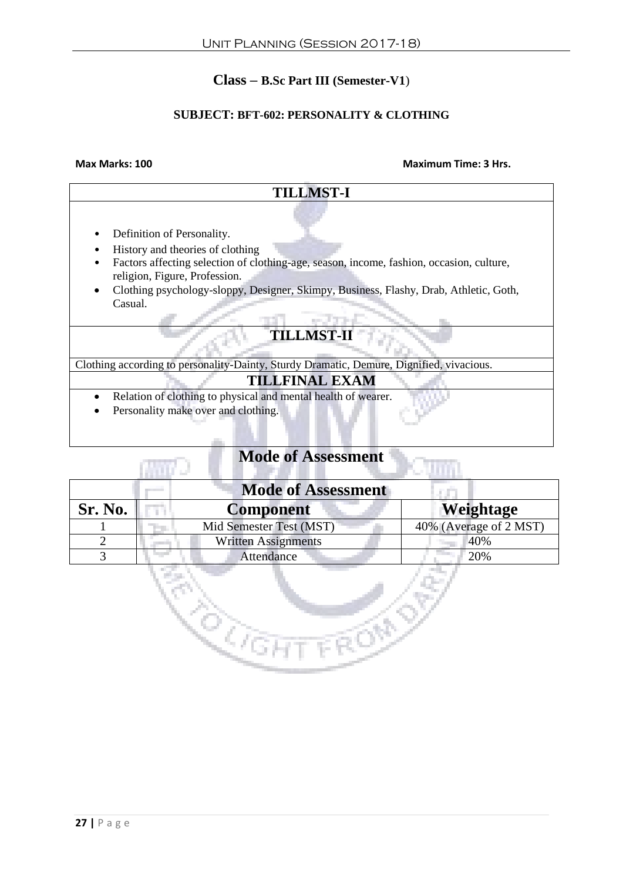# Class – B.Sc Part III (Semester-V1)

## SUBJECT: BFT-602: PERSONALITY & CLOTHING

**Max Marks: 100** **Maximum Time: 3 Hrs.**

### TILLMST-I

- Definition of Personality.
- History and theories of clothing
- Factors affecting selection of clothing-age, season, income, fashion, occasion, culture, religion, Figure, Profession.
- Clothing psychology-sloppy, Designer, Skimpy, Business, Flashy, Drab, Athletic, Goth, Casual.

### TILLMST-II

Clothing according to personality-Dainty, Sturdy Dramatic, Demure, Dignified, vivacious.

### TILLFINAL EXAM

- Relation of clothing to physical and mental health of wearer.
- Personality make over and clothing.

## Mode of Assessment

| Mode of Assessment | | |
|---|---|---|
| **Sr. No.** | **Component** | **Weightage** |
| 1 | Mid Semester Test (MST) | 40% (Average of 2 MST) |
| 2 | Written Assignments | 40% |
| 3 | Attendance | 20% |